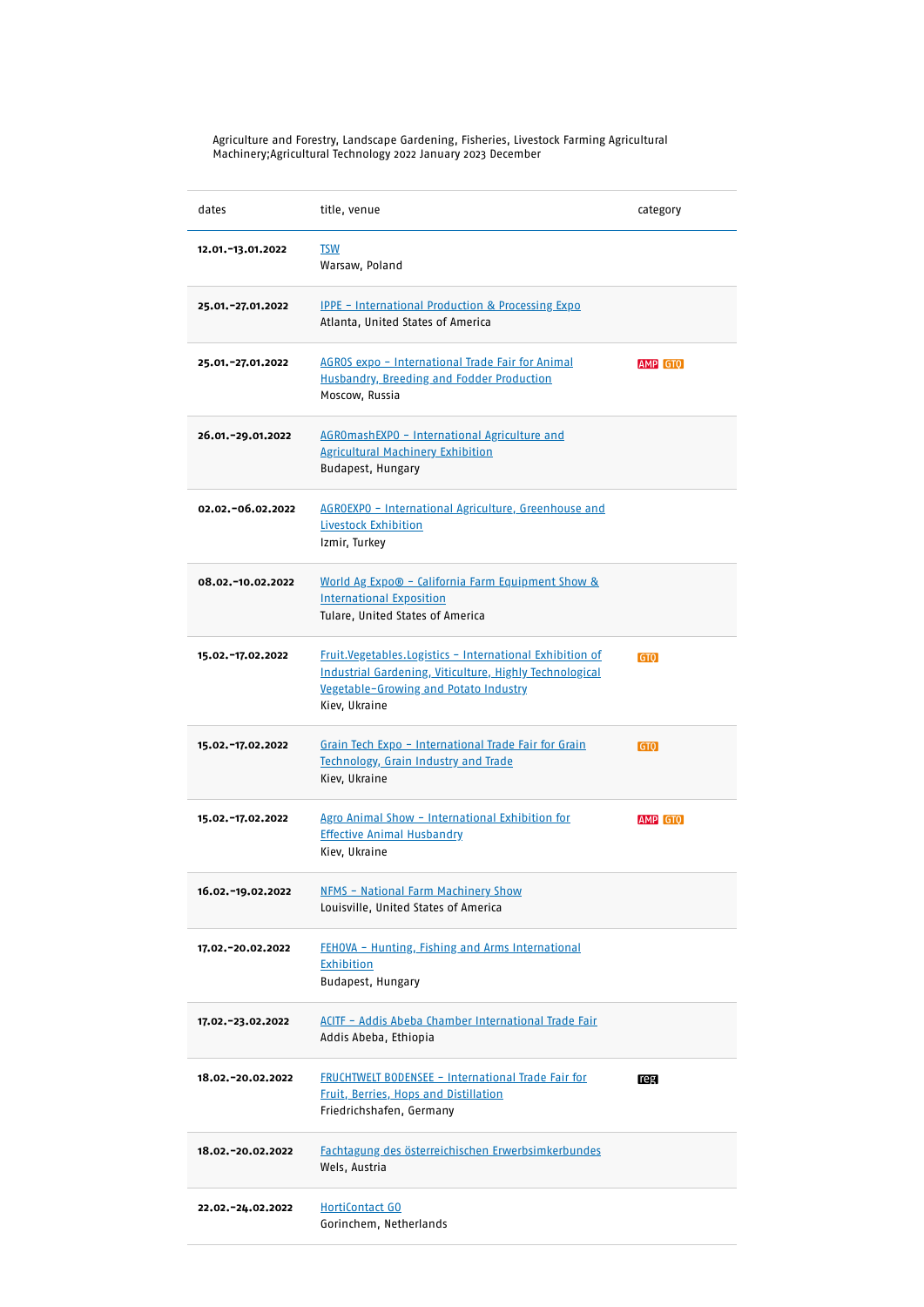Agriculture and Forestry, Landscape Gardening, Fisheries, Livestock Farming Agricultural Machinery;Agricultural Technology 2022 January 2023 December

| dates | title, venue | category |
|---|---|---|
| **12.01.-13.01.2022** | TSW<br>Warsaw, Poland | |
| **25.01.-27.01.2022** | IPPE - International Production & Processing Expo<br>Atlanta, United States of America | |
| **25.01.-27.01.2022** | AGROS expo - International Trade Fair for Animal Husbandry, Breeding and Fodder Production<br>Moscow, Russia | AMP GTQ |
| **26.01.-29.01.2022** | AGROmashEXPO - International Agriculture and Agricultural Machinery Exhibition<br>Budapest, Hungary | |
| **02.02.-06.02.2022** | AGROEXPO - International Agriculture, Greenhouse and Livestock Exhibition<br>Izmir, Turkey | |
| **08.02.-10.02.2022** | World Ag Expo® - California Farm Equipment Show & International Exposition<br>Tulare, United States of America | |
| **15.02.-17.02.2022** | Fruit.Vegetables.Logistics - International Exhibition of Industrial Gardening, Viticulture, Highly Technological Vegetable-Growing and Potato Industry<br>Kiev, Ukraine | GTQ |
| **15.02.-17.02.2022** | Grain Tech Expo - International Trade Fair for Grain Technology, Grain Industry and Trade<br>Kiev, Ukraine | GTQ |
| **15.02.-17.02.2022** | Agro Animal Show - International Exhibition for Effective Animal Husbandry<br>Kiev, Ukraine | AMP GTQ |
| **16.02.-19.02.2022** | NFMS - National Farm Machinery Show<br>Louisville, United States of America | |
| **17.02.-20.02.2022** | FEHOVA - Hunting, Fishing and Arms International Exhibition<br>Budapest, Hungary | |
| **17.02.-23.02.2022** | ACITF - Addis Abeba Chamber International Trade Fair<br>Addis Abeba, Ethiopia | |
| **18.02.-20.02.2022** | FRUCHTWELT BODENSEE - International Trade Fair for Fruit, Berries, Hops and Distillation<br>Friedrichshafen, Germany | reg |
| **18.02.-20.02.2022** | Fachtagung des österreichischen Erwerbsimkerbundes<br>Wels, Austria | |
| **22.02.-24.02.2022** | HortiContact GO<br>Gorinchem, Netherlands | |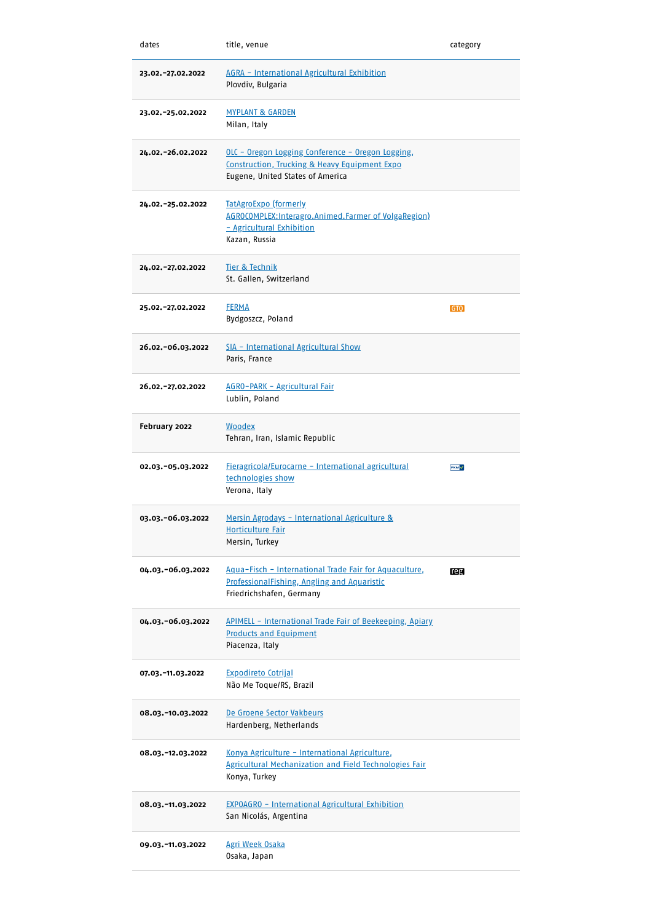| dates | title, venue | category |
|---|---|---|
| **23.02.-27.02.2022** | AGRA - International Agricultural Exhibition<br>Plovdiv, Bulgaria | |
| **23.02.-25.02.2022** | MYPLANT & GARDEN<br>Milan, Italy | |
| **24.02.-26.02.2022** | OLC - Oregon Logging Conference - Oregon Logging, Construction, Trucking & Heavy Equipment Expo<br>Eugene, United States of America | |
| **24.02.-25.02.2022** | TatAgroExpo (formerly AGROCOMPLEX:Interagro.Animed.Farmer of VolgaRegion) - Agricultural Exhibition<br>Kazan, Russia | |
| **24.02.-27.02.2022** | Tier & Technik<br>St. Gallen, Switzerland | |
| **25.02.-27.02.2022** | FERMA<br>Bydgoszcz, Poland | GTQ |
| **26.02.-06.03.2022** | SIA - International Agricultural Show<br>Paris, France | |
| **26.02.-27.02.2022** | AGRO-PARK - Agricultural Fair<br>Lublin, Poland | |
| **February 2022** | Woodex<br>Tehran, Iran, Islamic Republic | |
| **02.03.-05.03.2022** | Fieragricola/Eurocarne - International agricultural technologies show<br>Verona, Italy | FKM |
| **03.03.-06.03.2022** | Mersin Agrodays - International Agriculture & Horticulture Fair<br>Mersin, Turkey | |
| **04.03.-06.03.2022** | Aqua-Fisch - International Trade Fair for Aquaculture, ProfessionalFishing, Angling and Aquaristic<br>Friedrichshafen, Germany | reg |
| **04.03.-06.03.2022** | APIMELL - International Trade Fair of Beekeeping, Apiary Products and Equipment<br>Piacenza, Italy | |
| **07.03.-11.03.2022** | Expodireto Cotrijal<br>Não Me Toque/RS, Brazil | |
| **08.03.-10.03.2022** | De Groene Sector Vakbeurs<br>Hardenberg, Netherlands | |
| **08.03.-12.03.2022** | Konya Agriculture - International Agriculture, Agricultural Mechanization and Field Technologies Fair<br>Konya, Turkey | |
| **08.03.-11.03.2022** | EXPOAGRO - International Agricultural Exhibition<br>San Nicolás, Argentina | |
| **09.03.-11.03.2022** | Agri Week Osaka<br>Osaka, Japan | |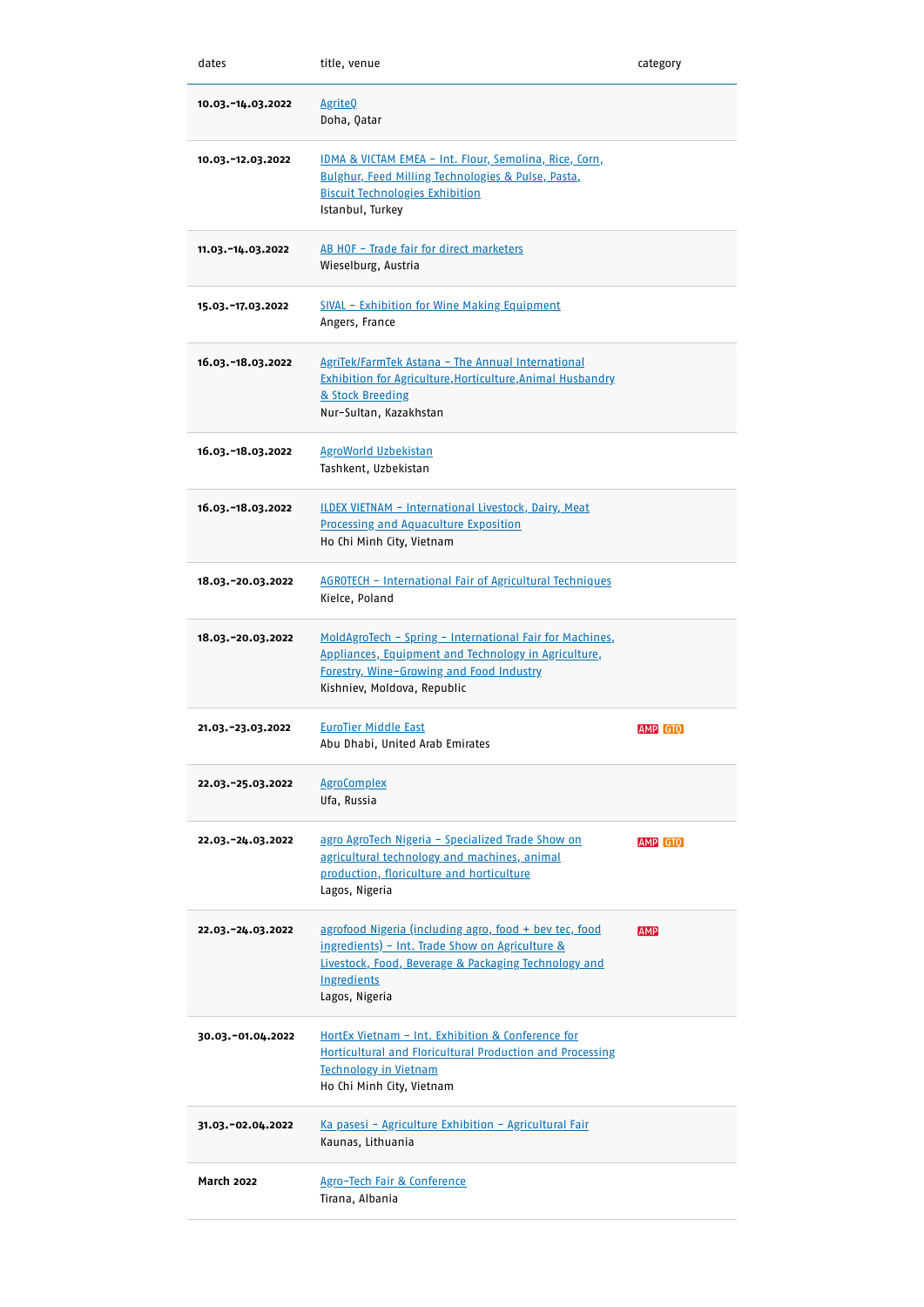| dates | title, venue | category |
|---|---|---|
| **10.03.–14.03.2022** | AgriteQ<br>Doha, Qatar | |
| **10.03.–12.03.2022** | IDMA & VICTAM EMEA – Int. Flour, Semolina, Rice, Corn, Bulghur, Feed Milling Technologies & Pulse, Pasta, Biscuit Technologies Exhibition<br>Istanbul, Turkey | |
| **11.03.–14.03.2022** | AB HOF – Trade fair for direct marketers<br>Wieselburg, Austria | |
| **15.03.–17.03.2022** | SIVAL – Exhibition for Wine Making Equipment<br>Angers, France | |
| **16.03.–18.03.2022** | AgriTek/FarmTek Astana – The Annual International Exhibition for Agriculture,Horticulture,Animal Husbandry & Stock Breeding<br>Nur-Sultan, Kazakhstan | |
| **16.03.–18.03.2022** | AgroWorld Uzbekistan<br>Tashkent, Uzbekistan | |
| **16.03.–18.03.2022** | ILDEX VIETNAM – International Livestock, Dairy, Meat Processing and Aquaculture Exposition<br>Ho Chi Minh City, Vietnam | |
| **18.03.–20.03.2022** | AGROTECH – International Fair of Agricultural Techniques<br>Kielce, Poland | |
| **18.03.–20.03.2022** | MoldAgroTech – Spring – International Fair for Machines, Appliances, Equipment and Technology in Agriculture, Forestry, Wine-Growing and Food Industry<br>Kishniev, Moldova, Republic | |
| **21.03.–23.03.2022** | EuroTier Middle East<br>Abu Dhabi, United Arab Emirates | AMP GTQ |
| **22.03.–25.03.2022** | AgroComplex<br>Ufa, Russia | |
| **22.03.–24.03.2022** | agro AgroTech Nigeria – Specialized Trade Show on agricultural technology and machines, animal production, floriculture and horticulture<br>Lagos, Nigeria | AMP GTQ |
| **22.03.–24.03.2022** | agrofood Nigeria (including agro, food + bev tec, food ingredients) – Int. Trade Show on Agriculture & Livestock, Food, Beverage & Packaging Technology and Ingredients<br>Lagos, Nigeria | AMP |
| **30.03.–01.04.2022** | HortEx Vietnam – Int. Exhibition & Conference for Horticultural and Floricultural Production and Processing Technology in Vietnam<br>Ho Chi Minh City, Vietnam | |
| **31.03.–02.04.2022** | Ka pasesi – Agriculture Exhibition – Agricultural Fair<br>Kaunas, Lithuania | |
| **March 2022** | Agro-Tech Fair & Conference<br>Tirana, Albania | |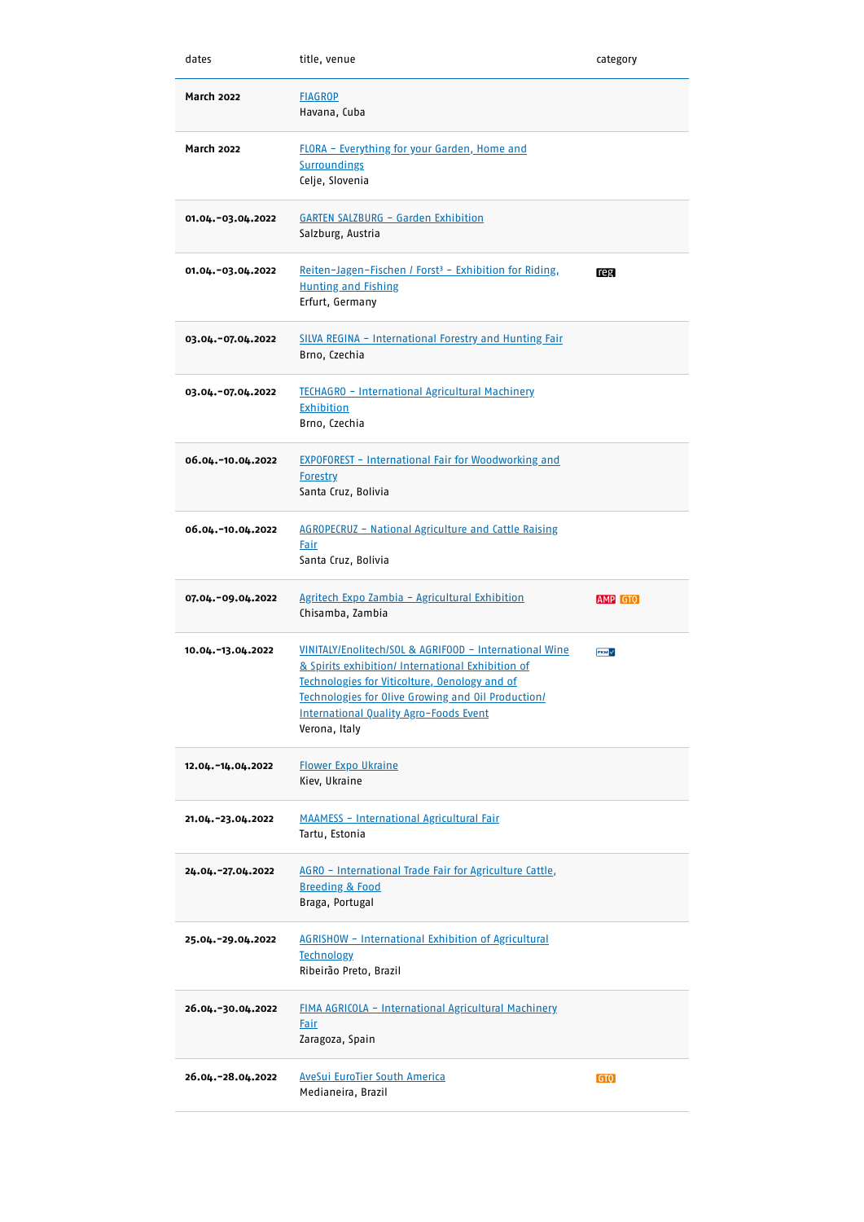| dates | title, venue | category |
|---|---|---|
| **March 2022** | FIAGROP<br>Havana, Cuba | |
| **March 2022** | FLORA – Everything for your Garden, Home and Surroundings<br>Celje, Slovenia | |
| **01.04.-03.04.2022** | GARTEN SALZBURG – Garden Exhibition<br>Salzburg, Austria | |
| **01.04.-03.04.2022** | Reiten-Jagen-Fischen / Forst³ – Exhibition for Riding, Hunting and Fishing<br>Erfurt, Germany | reg |
| **03.04.-07.04.2022** | SILVA REGINA – International Forestry and Hunting Fair<br>Brno, Czechia | |
| **03.04.-07.04.2022** | TECHAGRO – International Agricultural Machinery Exhibition<br>Brno, Czechia | |
| **06.04.-10.04.2022** | EXPOFOREST – International Fair for Woodworking and Forestry<br>Santa Cruz, Bolivia | |
| **06.04.-10.04.2022** | AGROPECRUZ – National Agriculture and Cattle Raising Fair<br>Santa Cruz, Bolivia | |
| **07.04.-09.04.2022** | Agritech Expo Zambia – Agricultural Exhibition<br>Chisamba, Zambia | AMP GTQ |
| **10.04.-13.04.2022** | VINITALY/Enolitech/SOL & AGRIFOOD – International Wine & Spirits exhibition/ International Exhibition of Technologies for Viticolture, Oenology and of Technologies for Olive Growing and Oil Production/ International Quality Agro-Foods Event<br>Verona, Italy | FKM |
| **12.04.-14.04.2022** | Flower Expo Ukraine<br>Kiev, Ukraine | |
| **21.04.-23.04.2022** | MAAMESS – International Agricultural Fair<br>Tartu, Estonia | |
| **24.04.-27.04.2022** | AGRO – International Trade Fair for Agriculture Cattle, Breeding & Food<br>Braga, Portugal | |
| **25.04.-29.04.2022** | AGRISHOW – International Exhibition of Agricultural Technology<br>Ribeirão Preto, Brazil | |
| **26.04.-30.04.2022** | FIMA AGRICOLA – International Agricultural Machinery Fair<br>Zaragoza, Spain | |
| **26.04.-28.04.2022** | AveSui EuroTier South America<br>Medianeira, Brazil | GTQ |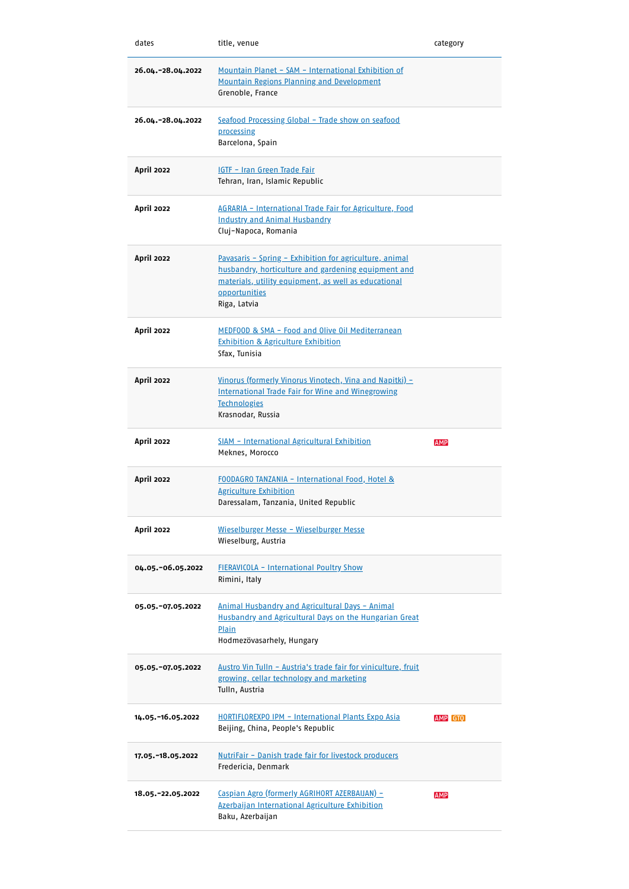| dates | title, venue | category |
| --- | --- | --- |
| **26.04.-28.04.2022** | Mountain Planet - SAM - International Exhibition of Mountain Regions Planning and Development<br>Grenoble, France | |
| **26.04.-28.04.2022** | Seafood Processing Global - Trade show on seafood processing<br>Barcelona, Spain | |
| **April 2022** | IGTF - Iran Green Trade Fair<br>Tehran, Iran, Islamic Republic | |
| **April 2022** | AGRARIA - International Trade Fair for Agriculture, Food Industry and Animal Husbandry<br>Cluj-Napoca, Romania | |
| **April 2022** | Pavasaris - Spring - Exhibition for agriculture, animal husbandry, horticulture and gardening equipment and materials, utility equipment, as well as educational opportunities<br>Riga, Latvia | |
| **April 2022** | MEDFOOD & SMA - Food and Olive Oil Mediterranean Exhibition & Agriculture Exhibition<br>Sfax, Tunisia | |
| **April 2022** | Vinorus (formerly Vinorus Vinotech, Vina and Napitki) - International Trade Fair for Wine and Winegrowing Technologies<br>Krasnodar, Russia | |
| **April 2022** | SIAM - International Agricultural Exhibition<br>Meknes, Morocco | AMP |
| **April 2022** | FOODAGRO TANZANIA - International Food, Hotel & Agriculture Exhibition<br>Daressalam, Tanzania, United Republic | |
| **April 2022** | Wieselburger Messe - Wieselburger Messe<br>Wieselburg, Austria | |
| **04.05.-06.05.2022** | FIERAVICOLA - International Poultry Show<br>Rimini, Italy | |
| **05.05.-07.05.2022** | Animal Husbandry and Agricultural Days - Animal Husbandry and Agricultural Days on the Hungarian Great Plain<br>Hodmezövasarhely, Hungary | |
| **05.05.-07.05.2022** | Austro Vin Tulln - Austria's trade fair for viniculture, fruit growing, cellar technology and marketing<br>Tulln, Austria | |
| **14.05.-16.05.2022** | HORTIFLOREXPO IPM - International Plants Expo Asia<br>Beijing, China, People's Republic | AMP GTQ |
| **17.05.-18.05.2022** | NutriFair - Danish trade fair for livestock producers<br>Fredericia, Denmark | |
| **18.05.-22.05.2022** | Caspian Agro (formerly AGRIHORT AZERBAIJAN) - Azerbaijan International Agriculture Exhibition<br>Baku, Azerbaijan | AMP |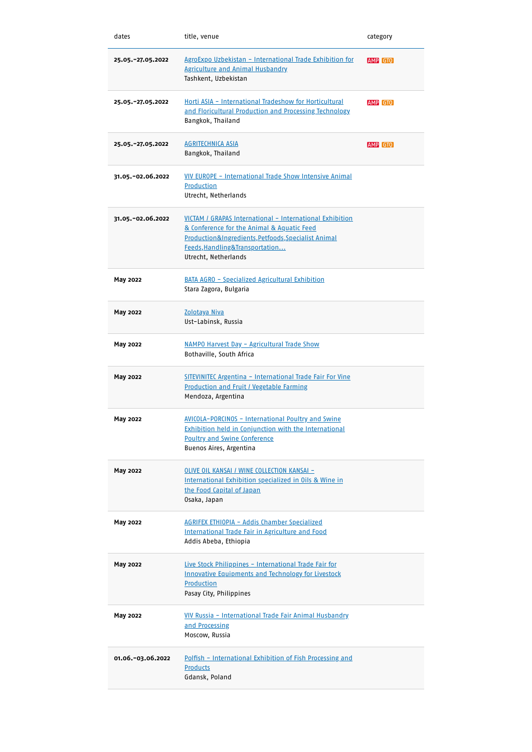| dates | title, venue | category |
|---|---|---|
| **25.05.-27.05.2022** | AgroExpo Uzbekistan – International Trade Exhibition for Agriculture and Animal Husbandry<br>Tashkent, Uzbekistan | AMP GTQ |
| **25.05.-27.05.2022** | Horti ASIA – International Tradeshow for Horticultural and Floricultural Production and Processing Technology<br>Bangkok, Thailand | AMP GTQ |
| **25.05.-27.05.2022** | AGRITECHNICA ASIA<br>Bangkok, Thailand | AMP GTQ |
| **31.05.-02.06.2022** | VIV EUROPE – International Trade Show Intensive Animal Production<br>Utrecht, Netherlands | |
| **31.05.-02.06.2022** | VICTAM / GRAPAS International – International Exhibition & Conference for the Animal & Aquatic Feed Production&Ingredients,Petfoods,Specialist Animal Feeds,Handling&Transportation...<br>Utrecht, Netherlands | |
| **May 2022** | BATA AGRO – Specialized Agricultural Exhibition<br>Stara Zagora, Bulgaria | |
| **May 2022** | Zolotaya Niva<br>Ust-Labinsk, Russia | |
| **May 2022** | NAMPO Harvest Day – Agricultural Trade Show<br>Bothaville, South Africa | |
| **May 2022** | SITEVINITEC Argentina – International Trade Fair For Vine Production and Fruit / Vegetable Farming<br>Mendoza, Argentina | |
| **May 2022** | AVICOLA-PORCINOS – International Poultry and Swine Exhibition held in Conjunction with the International Poultry and Swine Conference<br>Buenos Aires, Argentina | |
| **May 2022** | OLIVE OIL KANSAI / WINE COLLECTION KANSAI – International Exhibition specialized in Oils & Wine in the Food Capital of Japan<br>Osaka, Japan | |
| **May 2022** | AGRIFEX ETHIOPIA – Addis Chamber Specialized International Trade Fair in Agriculture and Food<br>Addis Abeba, Ethiopia | |
| **May 2022** | Live Stock Philippines – International Trade Fair for Innovative Equipments and Technology for Livestock Production<br>Pasay City, Philippines | |
| **May 2022** | VIV Russia – International Trade Fair Animal Husbandry and Processing<br>Moscow, Russia | |
| **01.06.-03.06.2022** | Polfish – International Exhibition of Fish Processing and Products<br>Gdansk, Poland | |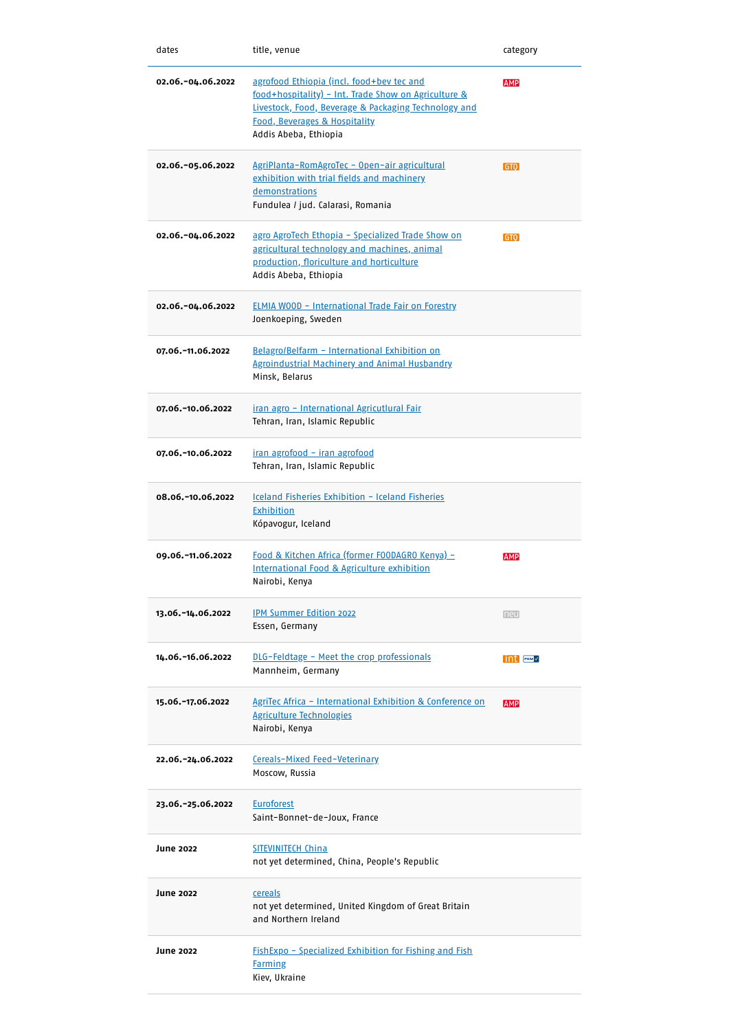| dates | title, venue | category |
| --- | --- | --- |
| **02.06.-04.06.2022** | agrofood Ethiopia (incl. food+bev tec and food+hospitality) - Int. Trade Show on Agriculture & Livestock, Food, Beverage & Packaging Technology and Food, Beverages & Hospitality<br>Addis Abeba, Ethiopia | AMP |
| **02.06.-05.06.2022** | AgriPlanta-RomAgroTec - Open-air agricultural exhibition with trial fields and machinery demonstrations<br>Fundulea / jud. Calarasi, Romania | GTQ |
| **02.06.-04.06.2022** | agro AgroTech Ethiopia - Specialized Trade Show on agricultural technology and machines, animal production, floriculture and horticulture<br>Addis Abeba, Ethiopia | GTQ |
| **02.06.-04.06.2022** | ELMIA WOOD - International Trade Fair on Forestry<br>Joenkoeping, Sweden | |
| **07.06.-11.06.2022** | Belagro/Belfarm - International Exhibition on Agroindustrial Machinery and Animal Husbandry<br>Minsk, Belarus | |
| **07.06.-10.06.2022** | iran agro - International Agricutlural Fair<br>Tehran, Iran, Islamic Republic | |
| **07.06.-10.06.2022** | iran agrofood - iran agrofood<br>Tehran, Iran, Islamic Republic | |
| **08.06.-10.06.2022** | Iceland Fisheries Exhibition - Iceland Fisheries Exhibition<br>Kópavogur, Iceland | |
| **09.06.-11.06.2022** | Food & Kitchen Africa (former FOODAGRO Kenya) - International Food & Agriculture exhibition<br>Nairobi, Kenya | AMP |
| **13.06.-14.06.2022** | IPM Summer Edition 2022<br>Essen, Germany | neu |
| **14.06.-16.06.2022** | DLG-Feldtage - Meet the crop professionals<br>Mannheim, Germany | int |
| **15.06.-17.06.2022** | AgriTec Africa - International Exhibition & Conference on Agriculture Technologies<br>Nairobi, Kenya | AMP |
| **22.06.-24.06.2022** | Cereals-Mixed Feed-Veterinary<br>Moscow, Russia | |
| **23.06.-25.06.2022** | Euroforest<br>Saint-Bonnet-de-Joux, France | |
| **June 2022** | SITEVINITECH China<br>not yet determined, China, People's Republic | |
| **June 2022** | cereals<br>not yet determined, United Kingdom of Great Britain and Northern Ireland | |
| **June 2022** | FishExpo - Specialized Exhibition for Fishing and Fish Farming<br>Kiev, Ukraine | |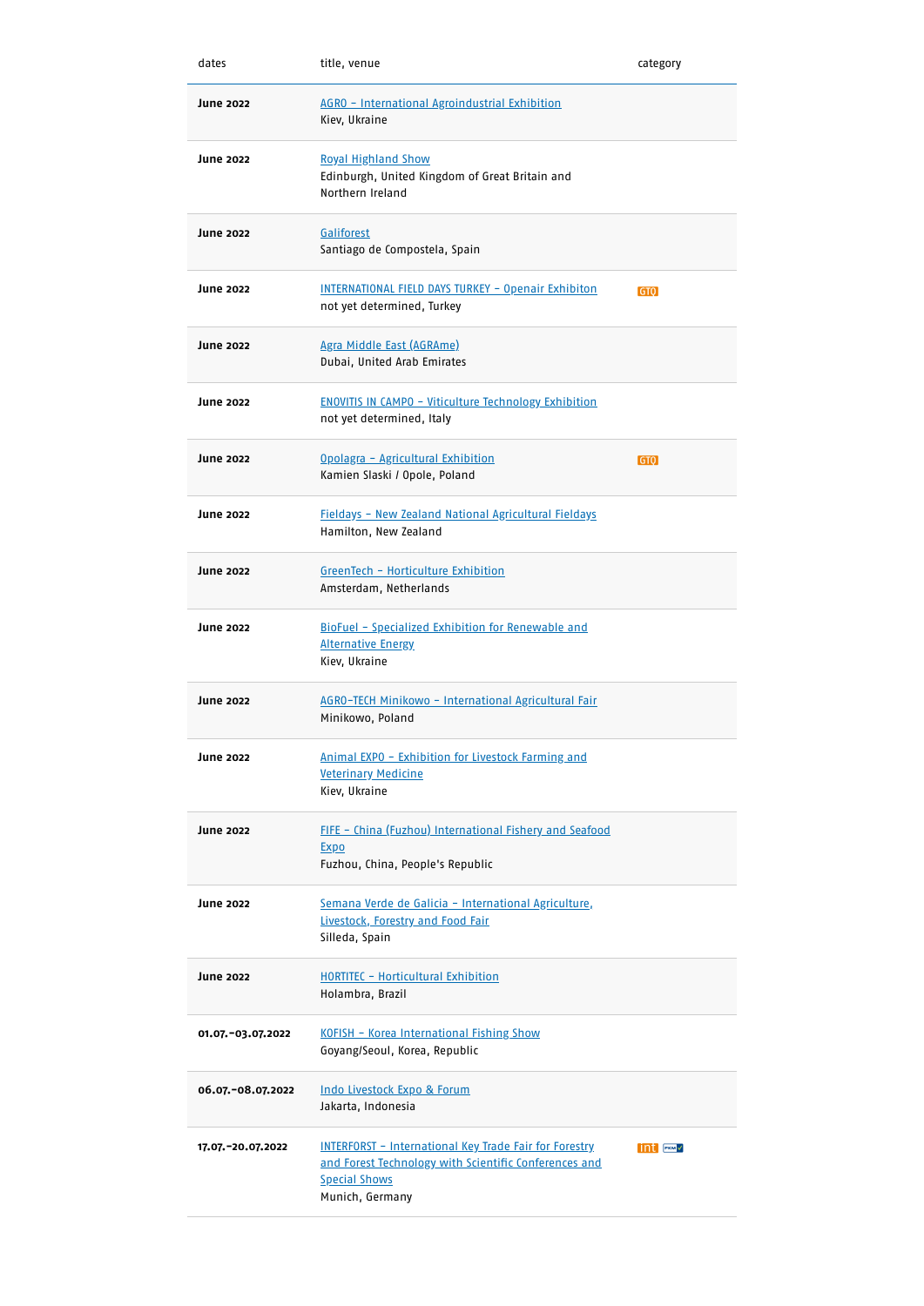| dates | title, venue | category |
|---|---|---|
| **June 2022** | AGRO – International Agroindustrial Exhibition<br>Kiev, Ukraine | |
| **June 2022** | Royal Highland Show<br>Edinburgh, United Kingdom of Great Britain and Northern Ireland | |
| **June 2022** | Galiforest<br>Santiago de Compostela, Spain | |
| **June 2022** | INTERNATIONAL FIELD DAYS TURKEY – Openair Exhibiton<br>not yet determined, Turkey | GTQ |
| **June 2022** | Agra Middle East (AGRAme)<br>Dubai, United Arab Emirates | |
| **June 2022** | ENOVITIS IN CAMPO – Viticulture Technology Exhibition<br>not yet determined, Italy | |
| **June 2022** | Opolagra – Agricultural Exhibition<br>Kamien Slaski / Opole, Poland | GTQ |
| **June 2022** | Fieldays – New Zealand National Agricultural Fieldays<br>Hamilton, New Zealand | |
| **June 2022** | GreenTech – Horticulture Exhibition<br>Amsterdam, Netherlands | |
| **June 2022** | BioFuel – Specialized Exhibition for Renewable and Alternative Energy<br>Kiev, Ukraine | |
| **June 2022** | AGRO-TECH Minikowo – International Agricultural Fair<br>Minikowo, Poland | |
| **June 2022** | Animal EXPO – Exhibition for Livestock Farming and Veterinary Medicine<br>Kiev, Ukraine | |
| **June 2022** | FIFE – China (Fuzhou) International Fishery and Seafood Expo<br>Fuzhou, China, People's Republic | |
| **June 2022** | Semana Verde de Galicia – International Agriculture, Livestock, Forestry and Food Fair<br>Silleda, Spain | |
| **June 2022** | HORTITEC – Horticultural Exhibition<br>Holambra, Brazil | |
| **01.07.-03.07.2022** | KOFISH – Korea International Fishing Show<br>Goyang/Seoul, Korea, Republic | |
| **06.07.-08.07.2022** | Indo Livestock Expo & Forum<br>Jakarta, Indonesia | |
| **17.07.-20.07.2022** | INTERFORST – International Key Trade Fair for Forestry and Forest Technology with Scientific Conferences and Special Shows<br>Munich, Germany | int |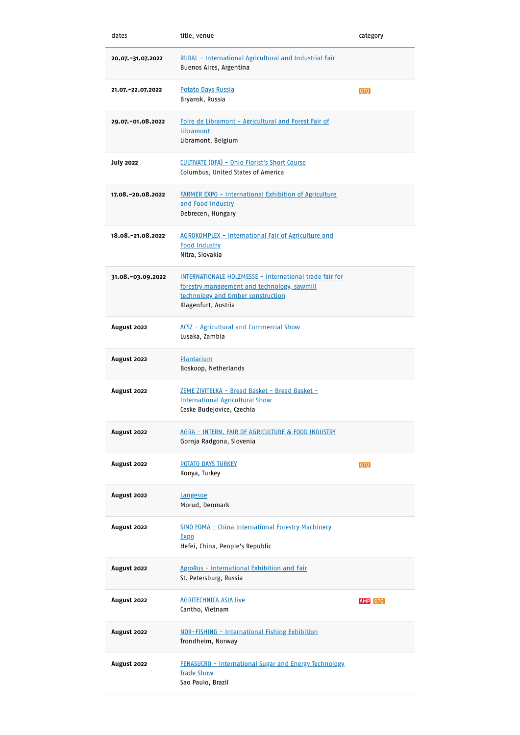| dates | title, venue | category |
|---|---|---|
| **20.07.–31.07.2022** | RURAL – International Agricultural and Industrial Fair<br>Buenos Aires, Argentina | |
| **21.07.–22.07.2022** | Potato Days Russia<br>Bryansk, Russia | GTQ |
| **29.07.–01.08.2022** | Foire de Libramont – Agricultural and Forest Fair of Libramont<br>Libramont, Belgium | |
| **July 2022** | CULTIVATE (OFA) – Ohio Florist's Short Course<br>Columbus, United States of America | |
| **17.08.–20.08.2022** | FARMER EXPO – International Exhibition of Agriculture and Food Industry<br>Debrecen, Hungary | |
| **18.08.–21.08.2022** | AGROKOMPLEX – International Fair of Agriculture and Food Industry<br>Nitra, Slovakia | |
| **31.08.–03.09.2022** | INTERNATIONALE HOLZMESSE – International trade fair for forestry management and technology, sawmill technology and timber construction<br>Klagenfurt, Austria | |
| **August 2022** | ACSZ – Agricultural and Commercial Show<br>Lusaka, Zambia | |
| **August 2022** | Plantarium<br>Boskoop, Netherlands | |
| **August 2022** | ZEME ZIVITELKA – Bread Basket – Bread Basket – International Agricultural Show<br>Ceske Budejovice, Czechia | |
| **August 2022** | AGRA – INTERN. FAIR OF AGRICULTURE & FOOD INDUSTRY<br>Gornja Radgona, Slovenia | |
| **August 2022** | POTATO DAYS TURKEY<br>Konya, Turkey | GTQ |
| **August 2022** | Langesoe<br>Morud, Denmark | |
| **August 2022** | SINO FOMA – China International Forestry Machinery Expo<br>Hefei, China, People's Republic | |
| **August 2022** | AgroRus – International Exhibition and Fair<br>St. Petersburg, Russia | |
| **August 2022** | AGRITECHNICA ASIA live<br>Cantho, Vietnam | AMP GTQ |
| **August 2022** | NOR-FISHING – International Fishing Exhibition<br>Trondheim, Norway | |
| **August 2022** | FENASUCRO – International Sugar and Energy Technology Trade Show<br>Sao Paulo, Brazil | |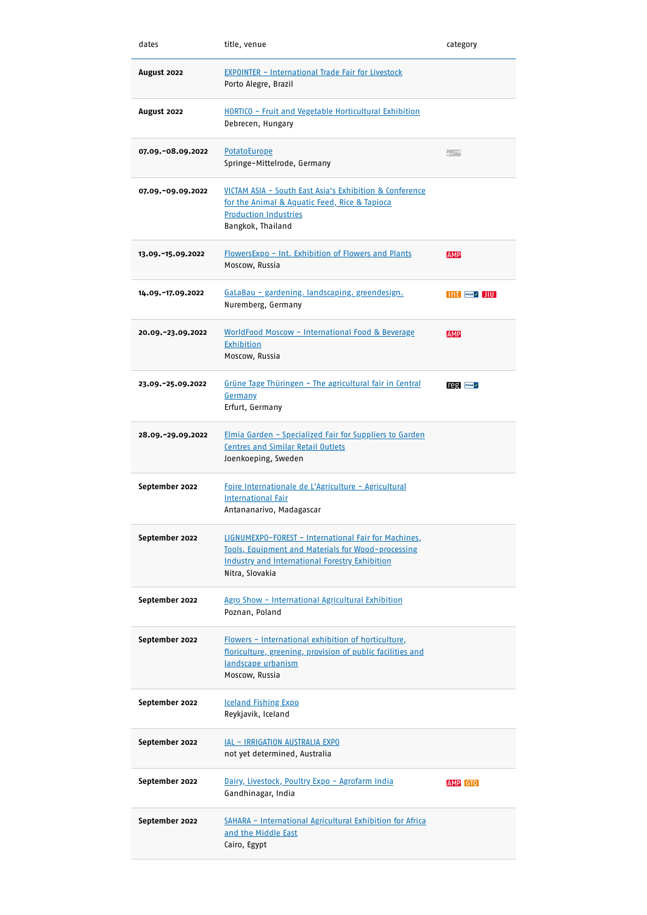| dates | title, venue | category |
|---|---|---|
| **August 2022** | EXPOINTER – International Trade Fair for Livestock<br>Porto Alegre, Brazil | |
| **August 2022** | HORTICO – Fruit and Vegetable Horticultural Exhibition<br>Debrecen, Hungary | |
| **07.09.–08.09.2022** | PotatoEurope<br>Springe-Mittelrode, Germany | |
| **07.09.–09.09.2022** | VICTAM ASIA – South East Asia's Exhibition & Conference for the Animal & Aquatic Feed, Rice & Tapioca Production Industries<br>Bangkok, Thailand | |
| **13.09.–15.09.2022** | FlowersExpo – Int. Exhibition of Flowers and Plants<br>Moscow, Russia | AMP |
| **14.09.–17.09.2022** | GaLaBau – gardening. landscaping. greendesign.<br>Nuremberg, Germany | int FKM JIU |
| **20.09.–23.09.2022** | WorldFood Moscow – International Food & Beverage Exhibition<br>Moscow, Russia | AMP |
| **23.09.–25.09.2022** | Grüne Tage Thüringen – The agricultural fair in Central Germany<br>Erfurt, Germany | reg FKM |
| **28.09.–29.09.2022** | Elmia Garden – Specialized Fair for Suppliers to Garden Centres and Similar Retail Outlets<br>Joenkoeping, Sweden | |
| **September 2022** | Foire Internationale de L'Agriculture – Agricultural International Fair<br>Antananarivo, Madagascar | |
| **September 2022** | LIGNUMEXPO-FOREST – International Fair for Machines, Tools, Equipment and Materials for Wood-processing Industry and International Forestry Exhibition<br>Nitra, Slovakia | |
| **September 2022** | Agro Show – International Agricultural Exhibition<br>Poznan, Poland | |
| **September 2022** | Flowers – International exhibition of horticulture, floriculture, greening, provision of public facilities and landscape urbanism<br>Moscow, Russia | |
| **September 2022** | Iceland Fishing Expo<br>Reykjavik, Iceland | |
| **September 2022** | IAL – IRRIGATION AUSTRALIA EXPO<br>not yet determined, Australia | |
| **September 2022** | Dairy, Livestock, Poultry Expo – Agrofarm India<br>Gandhinagar, India | AMP GTQ |
| **September 2022** | SAHARA – International Agricultural Exhibition for Africa and the Middle East<br>Cairo, Egypt | |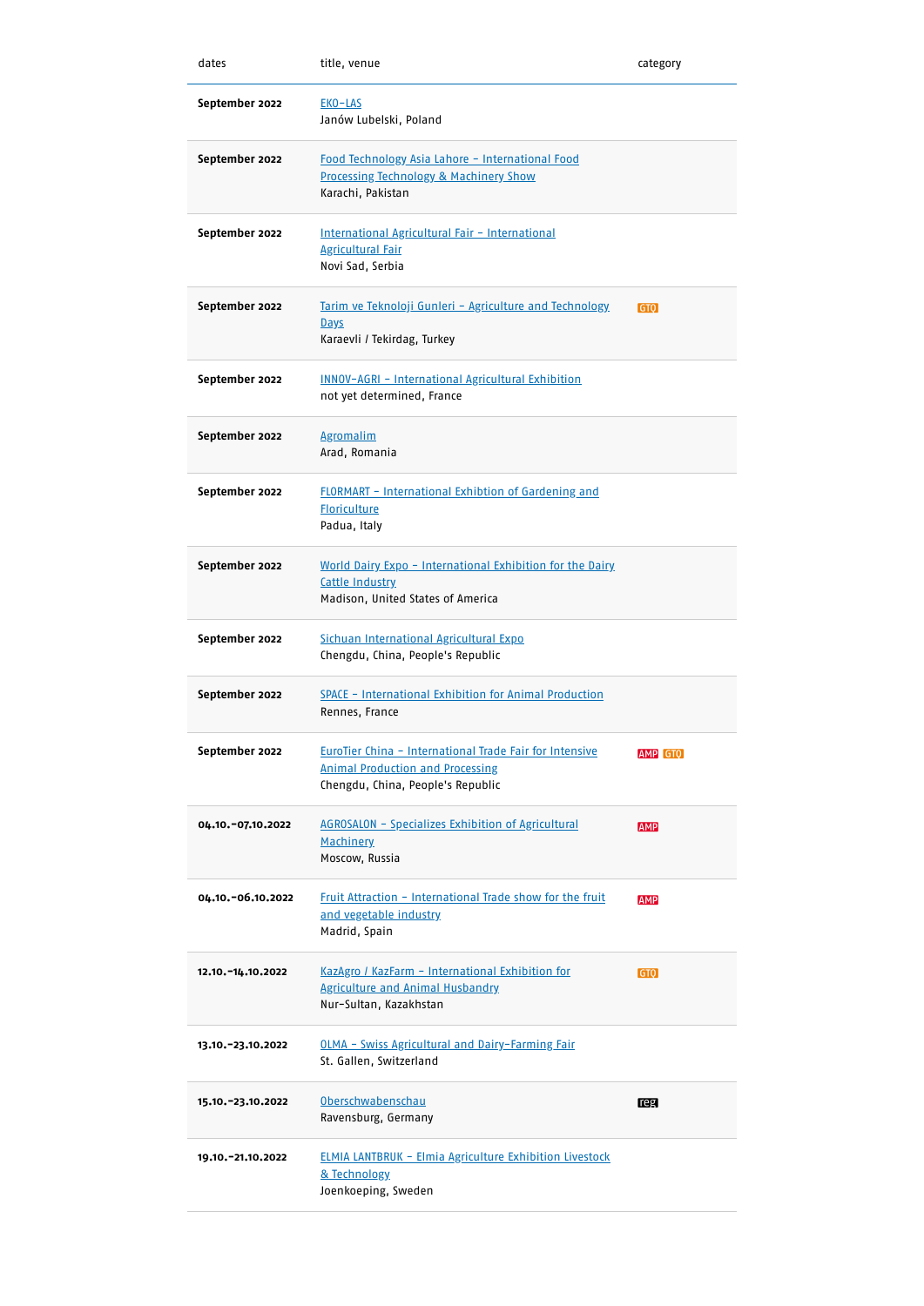| dates | title, venue | category |
|---|---|---|
| **September 2022** | EKO-LAS<br>Janów Lubelski, Poland | |
| **September 2022** | Food Technology Asia Lahore - International Food Processing Technology & Machinery Show<br>Karachi, Pakistan | |
| **September 2022** | International Agricultural Fair - International Agricultural Fair<br>Novi Sad, Serbia | |
| **September 2022** | Tarim ve Teknoloji Gunleri - Agriculture and Technology Days<br>Karaevli / Tekirdag, Turkey | GTQ |
| **September 2022** | INNOV-AGRI - International Agricultural Exhibition<br>not yet determined, France | |
| **September 2022** | Agromalim<br>Arad, Romania | |
| **September 2022** | FLORMART - International Exhibtion of Gardening and Floriculture<br>Padua, Italy | |
| **September 2022** | World Dairy Expo - International Exhibition for the Dairy Cattle Industry<br>Madison, United States of America | |
| **September 2022** | Sichuan International Agricultural Expo<br>Chengdu, China, People's Republic | |
| **September 2022** | SPACE - International Exhibition for Animal Production<br>Rennes, France | |
| **September 2022** | EuroTier China - International Trade Fair for Intensive Animal Production and Processing<br>Chengdu, China, People's Republic | AMP GTQ |
| **04.10.-07.10.2022** | AGROSALON - Specializes Exhibition of Agricultural Machinery<br>Moscow, Russia | AMP |
| **04.10.-06.10.2022** | Fruit Attraction - International Trade show for the fruit and vegetable industry<br>Madrid, Spain | AMP |
| **12.10.-14.10.2022** | KazAgro / KazFarm - International Exhibition for Agriculture and Animal Husbandry<br>Nur-Sultan, Kazakhstan | GTQ |
| **13.10.-23.10.2022** | OLMA - Swiss Agricultural and Dairy-Farming Fair<br>St. Gallen, Switzerland | |
| **15.10.-23.10.2022** | Oberschwabenschau<br>Ravensburg, Germany | reg |
| **19.10.-21.10.2022** | ELMIA LANTBRUK - Elmia Agriculture Exhibition Livestock & Technology<br>Joenkoeping, Sweden | |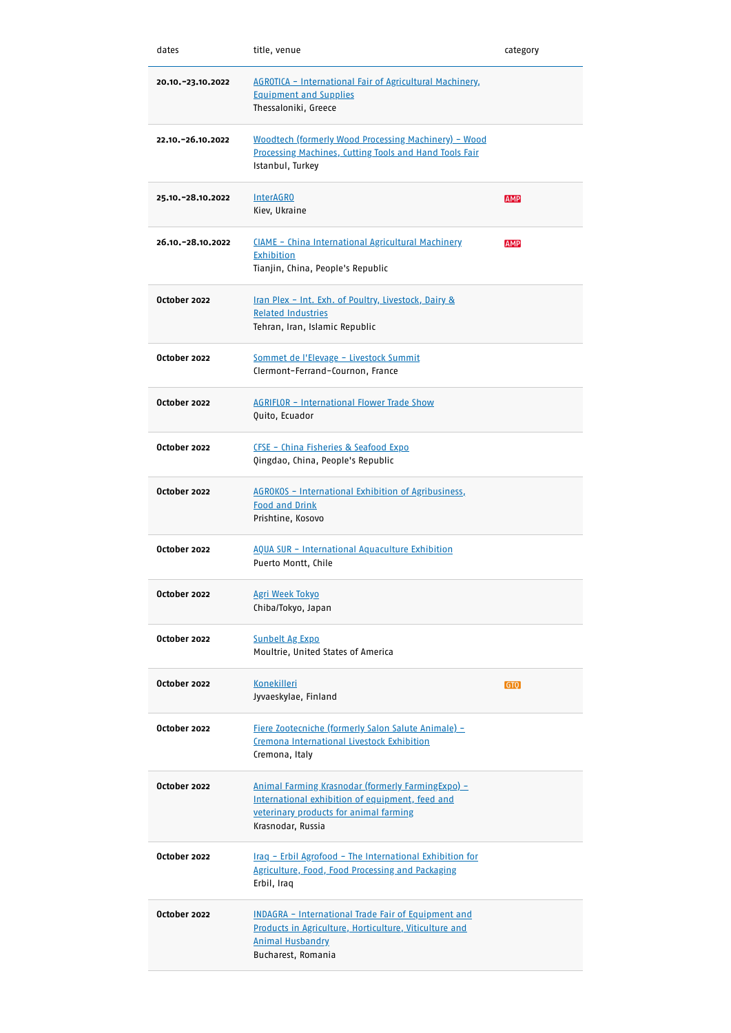| dates | title, venue | category |
|---|---|---|
| **20.10.-23.10.2022** | AGROTICA – International Fair of Agricultural Machinery, Equipment and Supplies<br>Thessaloniki, Greece | |
| **22.10.-26.10.2022** | Woodtech (formerly Wood Processing Machinery) – Wood Processing Machines, Cutting Tools and Hand Tools Fair<br>Istanbul, Turkey | |
| **25.10.-28.10.2022** | InterAGRO<br>Kiev, Ukraine | AMP |
| **26.10.-28.10.2022** | CIAME – China International Agricultural Machinery Exhibition<br>Tianjin, China, People's Republic | AMP |
| **October 2022** | Iran Plex – Int. Exh. of Poultry, Livestock, Dairy & Related Industries<br>Tehran, Iran, Islamic Republic | |
| **October 2022** | Sommet de l'Elevage – Livestock Summit<br>Clermont-Ferrand-Cournon, France | |
| **October 2022** | AGRIFLOR – International Flower Trade Show<br>Quito, Ecuador | |
| **October 2022** | CFSE – China Fisheries & Seafood Expo<br>Qingdao, China, People's Republic | |
| **October 2022** | AGROKOS – International Exhibition of Agribusiness, Food and Drink<br>Prishtine, Kosovo | |
| **October 2022** | AQUA SUR – International Aquaculture Exhibition<br>Puerto Montt, Chile | |
| **October 2022** | Agri Week Tokyo<br>Chiba/Tokyo, Japan | |
| **October 2022** | Sunbelt Ag Expo<br>Moultrie, United States of America | |
| **October 2022** | Konekilleri<br>Jyvaeskylae, Finland | GTQ |
| **October 2022** | Fiere Zootecniche (formerly Salon Salute Animale) – Cremona International Livestock Exhibition<br>Cremona, Italy | |
| **October 2022** | Animal Farming Krasnodar (formerly FarmingExpo) – International exhibition of equipment, feed and veterinary products for animal farming<br>Krasnodar, Russia | |
| **October 2022** | Iraq – Erbil Agrofood – The International Exhibition for Agriculture, Food, Food Processing and Packaging<br>Erbil, Iraq | |
| **October 2022** | INDAGRA – International Trade Fair of Equipment and Products in Agriculture, Horticulture, Viticulture and Animal Husbandry<br>Bucharest, Romania | |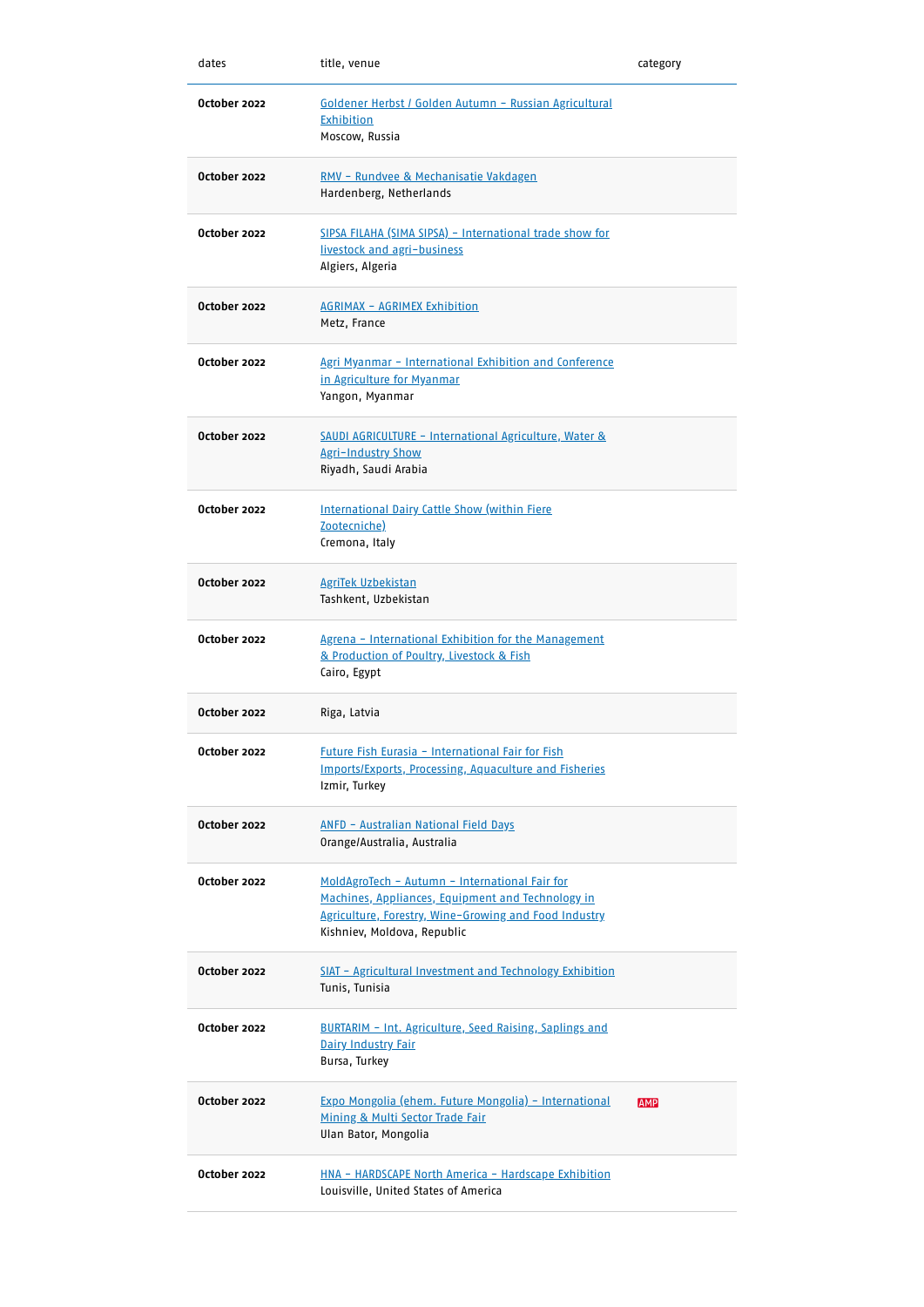| dates | title, venue | category |
|---|---|---|
| **October 2022** | Goldener Herbst / Golden Autumn - Russian Agricultural Exhibition<br>Moscow, Russia | |
| **October 2022** | RMV - Rundvee & Mechanisatie Vakdagen<br>Hardenberg, Netherlands | |
| **October 2022** | SIPSA FILAHA (SIMA SIPSA) - International trade show for livestock and agri-business<br>Algiers, Algeria | |
| **October 2022** | AGRIMAX - AGRIMEX Exhibition<br>Metz, France | |
| **October 2022** | Agri Myanmar - International Exhibition and Conference in Agriculture for Myanmar<br>Yangon, Myanmar | |
| **October 2022** | SAUDI AGRICULTURE - International Agriculture, Water & Agri-Industry Show<br>Riyadh, Saudi Arabia | |
| **October 2022** | International Dairy Cattle Show (within Fiere Zootecniche)<br>Cremona, Italy | |
| **October 2022** | AgriTek Uzbekistan<br>Tashkent, Uzbekistan | |
| **October 2022** | Agrena - International Exhibition for the Management & Production of Poultry, Livestock & Fish<br>Cairo, Egypt | |
| **October 2022** | Riga, Latvia | |
| **October 2022** | Future Fish Eurasia - International Fair for Fish Imports/Exports, Processing, Aquaculture and Fisheries<br>Izmir, Turkey | |
| **October 2022** | ANFD - Australian National Field Days<br>Orange/Australia, Australia | |
| **October 2022** | MoldAgroTech - Autumn - International Fair for Machines, Appliances, Equipment and Technology in Agriculture, Forestry, Wine-Growing and Food Industry<br>Kishniev, Moldova, Republic | |
| **October 2022** | SIAT - Agricultural Investment and Technology Exhibition<br>Tunis, Tunisia | |
| **October 2022** | BURTARIM - Int. Agriculture, Seed Raising, Saplings and Dairy Industry Fair<br>Bursa, Turkey | |
| **October 2022** | Expo Mongolia (ehem. Future Mongolia) - International Mining & Multi Sector Trade Fair<br>Ulan Bator, Mongolia | AMP |
| **October 2022** | HNA - HARDSCAPE North America - Hardscape Exhibition<br>Louisville, United States of America | |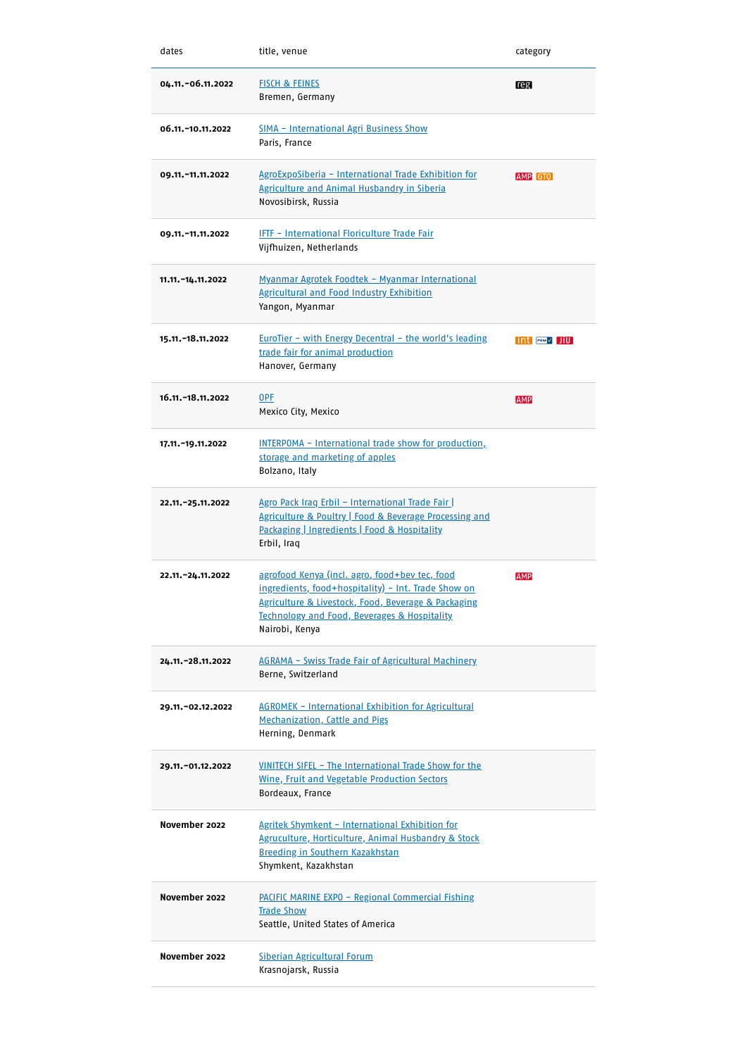| dates | title, venue | category |
|---|---|---|
| **04.11.–06.11.2022** | FISCH & FEINES<br>Bremen, Germany | reg |
| **06.11.–10.11.2022** | SIMA – International Agri Business Show<br>Paris, France | |
| **09.11.–11.11.2022** | AgroExpoSiberia – International Trade Exhibition for Agriculture and Animal Husbandry in Siberia<br>Novosibirsk, Russia | AMP GTQ |
| **09.11.–11.11.2022** | IFTF – International Floriculture Trade Fair<br>Vijfhuizen, Netherlands | |
| **11.11.–14.11.2022** | Myanmar Agrotek Foodtek – Myanmar International Agricultural and Food Industry Exhibition<br>Yangon, Myanmar | |
| **15.11.–18.11.2022** | EuroTier – with Energy Decentral – the world's leading trade fair for animal production<br>Hanover, Germany | int FKM JIU |
| **16.11.–18.11.2022** | OPF<br>Mexico City, Mexico | AMP |
| **17.11.–19.11.2022** | INTERPOMA – International trade show for production, storage and marketing of apples<br>Bolzano, Italy | |
| **22.11.–25.11.2022** | Agro Pack Iraq Erbil – International Trade Fair \| Agriculture & Poultry \| Food & Beverage Processing and Packaging \| Ingredients \| Food & Hospitality<br>Erbil, Iraq | |
| **22.11.–24.11.2022** | agrofood Kenya (incl. agro, food+bev tec, food ingredients, food+hospitality) – Int. Trade Show on Agriculture & Livestock, Food, Beverage & Packaging Technology and Food, Beverages & Hospitality<br>Nairobi, Kenya | AMP |
| **24.11.–28.11.2022** | AGRAMA – Swiss Trade Fair of Agricultural Machinery<br>Berne, Switzerland | |
| **29.11.–02.12.2022** | AGROMEK – International Exhibition for Agricultural Mechanization, Cattle and Pigs<br>Herning, Denmark | |
| **29.11.–01.12.2022** | VINITECH SIFEL – The International Trade Show for the Wine, Fruit and Vegetable Production Sectors<br>Bordeaux, France | |
| **November 2022** | Agritek Shymkent – International Exhibition for Agruculture, Horticulture, Animal Husbandry & Stock Breeding in Southern Kazakhstan<br>Shymkent, Kazakhstan | |
| **November 2022** | PACIFIC MARINE EXPO – Regional Commercial Fishing Trade Show<br>Seattle, United States of America | |
| **November 2022** | Siberian Agricultural Forum<br>Krasnojarsk, Russia | |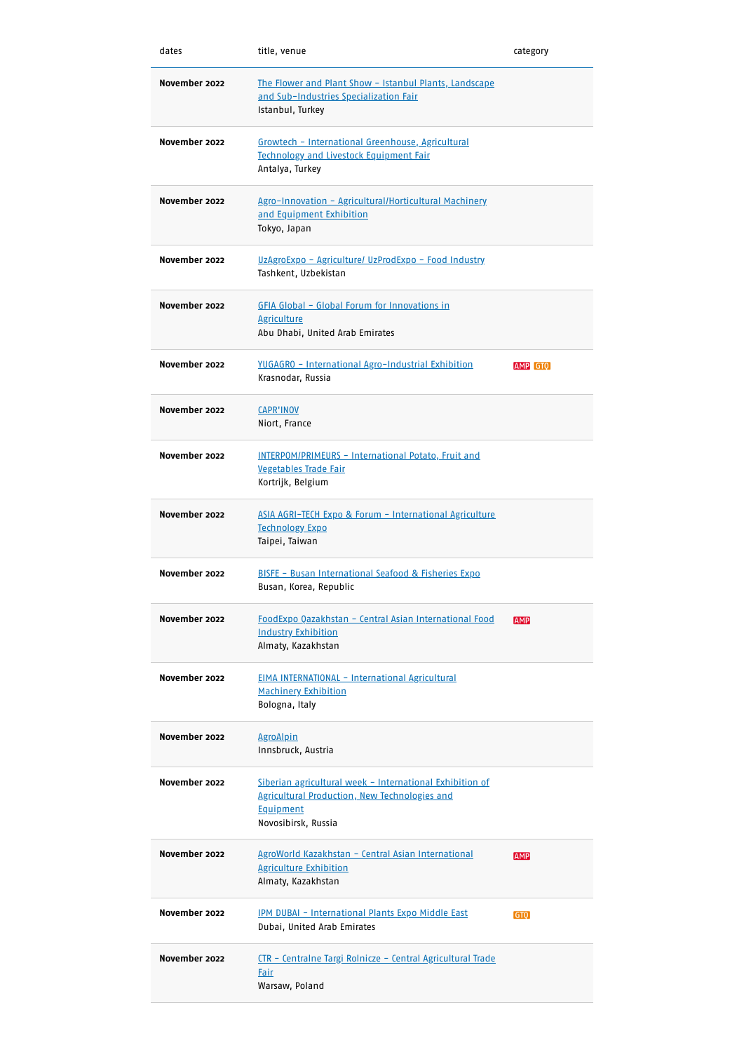| dates | title, venue | category |
|---|---|---|
| **November 2022** | The Flower and Plant Show – Istanbul Plants, Landscape and Sub-Industries Specialization Fair<br>Istanbul, Turkey | |
| **November 2022** | Growtech – International Greenhouse, Agricultural Technology and Livestock Equipment Fair<br>Antalya, Turkey | |
| **November 2022** | Agro-Innovation – Agricultural/Horticultural Machinery and Equipment Exhibition<br>Tokyo, Japan | |
| **November 2022** | UzAgroExpo – Agriculture/ UzProdExpo – Food Industry<br>Tashkent, Uzbekistan | |
| **November 2022** | GFIA Global – Global Forum for Innovations in Agriculture<br>Abu Dhabi, United Arab Emirates | |
| **November 2022** | YUGAGRO – International Agro-Industrial Exhibition<br>Krasnodar, Russia | AMP GTQ |
| **November 2022** | CAPR'INOV<br>Niort, France | |
| **November 2022** | INTERPOM/PRIMEURS – International Potato, Fruit and Vegetables Trade Fair<br>Kortrijk, Belgium | |
| **November 2022** | ASIA AGRI-TECH Expo & Forum – International Agriculture Technology Expo<br>Taipei, Taiwan | |
| **November 2022** | BISFE – Busan International Seafood & Fisheries Expo<br>Busan, Korea, Republic | |
| **November 2022** | FoodExpo Qazakhstan – Central Asian International Food Industry Exhibition<br>Almaty, Kazakhstan | AMP |
| **November 2022** | EIMA INTERNATIONAL – International Agricultural Machinery Exhibition<br>Bologna, Italy | |
| **November 2022** | AgroAlpin<br>Innsbruck, Austria | |
| **November 2022** | Siberian agricultural week – International Exhibition of Agricultural Production, New Technologies and Equipment<br>Novosibirsk, Russia | |
| **November 2022** | AgroWorld Kazakhstan – Central Asian International Agriculture Exhibition<br>Almaty, Kazakhstan | AMP |
| **November 2022** | IPM DUBAI – International Plants Expo Middle East<br>Dubai, United Arab Emirates | GTQ |
| **November 2022** | CTR – Centralne Targi Rolnicze – Central Agricultural Trade Fair<br>Warsaw, Poland | |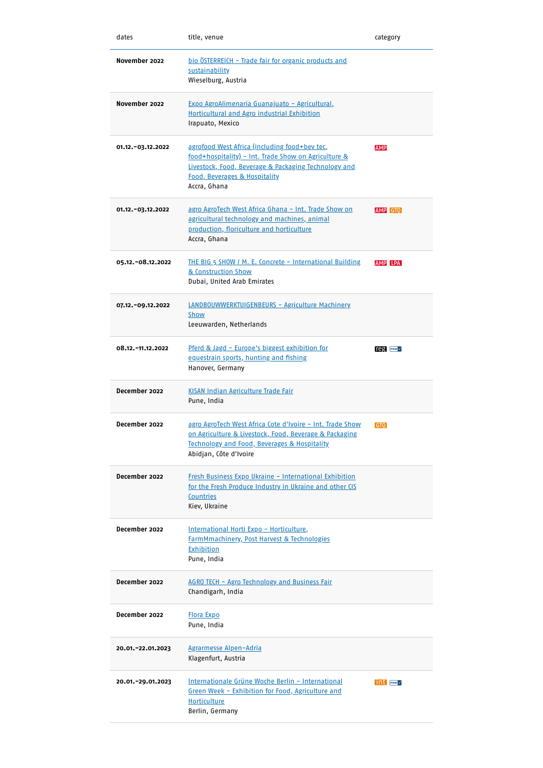| dates | title, venue | category |
|---|---|---|
| **November 2022** | bio ÖSTERREICH – Trade fair for organic products and sustainability<br>Wieselburg, Austria | |
| **November 2022** | Expo AgroAlimenaria Guanajuato – Agricultural, Horticultural and Agro industrial Exhibition<br>Irapuato, Mexico | |
| **01.12.–03.12.2022** | agrofood West Africa (including food+bev tec, food+hospitality) – Int. Trade Show on Agriculture & Livestock, Food, Beverage & Packaging Technology and Food, Beverages & Hospitality<br>Accra, Ghana | AMP |
| **01.12.–03.12.2022** | agro AgroTech West Africa Ghana – Int. Trade Show on agricultural technology and machines, animal production, floriculture and horticulture<br>Accra, Ghana | AMP GTQ |
| **05.12.–08.12.2022** | THE BIG 5 SHOW / M. E. Concrete – International Building & Construction Show<br>Dubai, United Arab Emirates | AMP LPA |
| **07.12.–09.12.2022** | LANDBOUWWERKTUIGENBEURS – Agriculture Machinery Show<br>Leeuwarden, Netherlands | |
| **08.12.–11.12.2022** | Pferd & Jagd – Europe's biggest exhibition for equestrain sports, hunting and fishing<br>Hanover, Germany | reg FKM |
| **December 2022** | KISAN Indian Agriculture Trade Fair<br>Pune, India | |
| **December 2022** | agro AgroTech West Africa Cote d'Ivoire – Int. Trade Show on Agriculture & Livestock, Food, Beverage & Packaging Technology and Food, Beverages & Hospitality<br>Abidjan, Côte d'Ivoire | GTQ |
| **December 2022** | Fresh Business Expo Ukraine – International Exhibition for the Fresh Produce Industry in Ukraine and other CIS Countries<br>Kiev, Ukraine | |
| **December 2022** | International Horti Expo – Horticulture, FarmMmachinery, Post Harvest & Technologies Exhibition<br>Pune, India | |
| **December 2022** | AGRO TECH – Agro Technology and Business Fair<br>Chandigarh, India | |
| **December 2022** | Flora Expo<br>Pune, India | |
| **20.01.–22.01.2023** | Agrarmesse Alpen-Adria<br>Klagenfurt, Austria | |
| **20.01.–29.01.2023** | Internationale Grüne Woche Berlin – International Green Week – Exhibition for Food, Agriculture and Horticulture<br>Berlin, Germany | int FKM |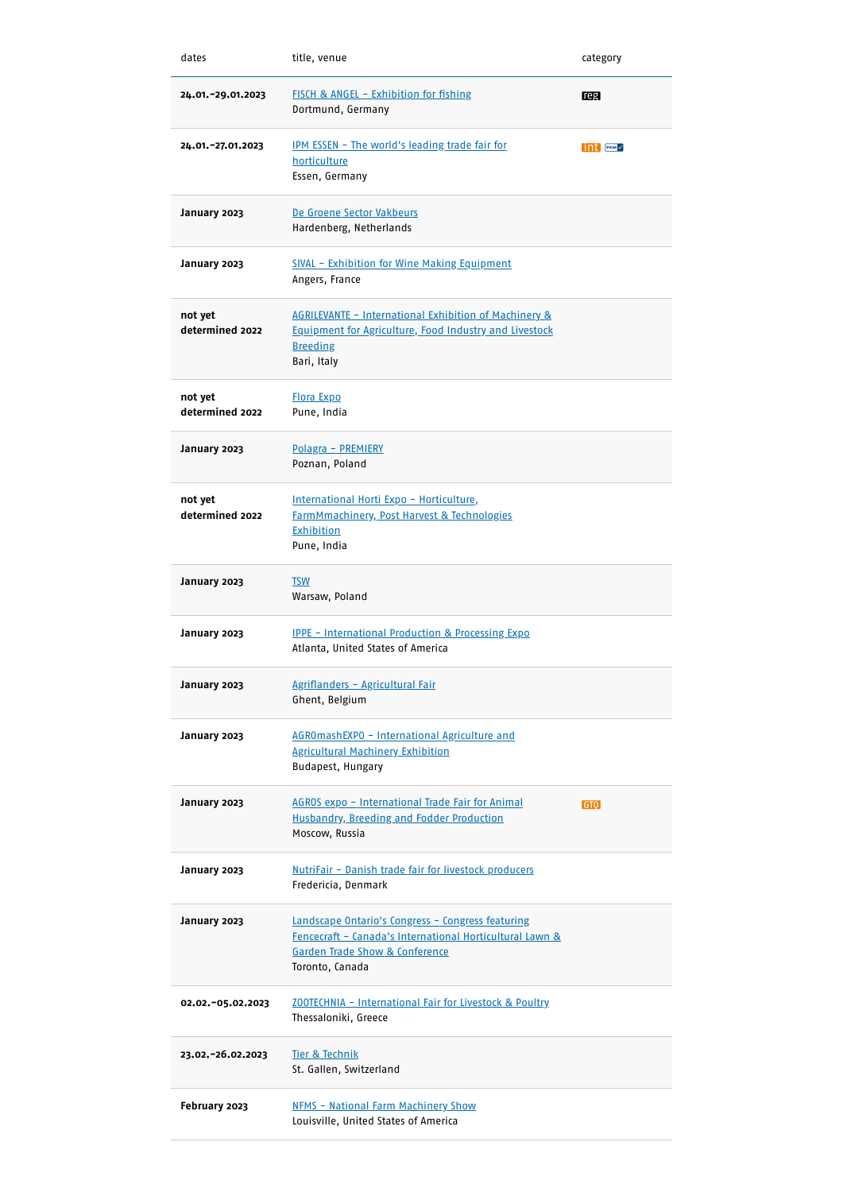| dates | title, venue | category |
|---|---|---|
| **24.01.-29.01.2023** | FISCH & ANGEL - Exhibition for fishing<br>Dortmund, Germany | reg |
| **24.01.-27.01.2023** | IPM ESSEN - The world's leading trade fair for horticulture<br>Essen, Germany | int PKM |
| **January 2023** | De Groene Sector Vakbeurs<br>Hardenberg, Netherlands | |
| **January 2023** | SIVAL - Exhibition for Wine Making Equipment<br>Angers, France | |
| **not yet determined 2022** | AGRILEVANTE - International Exhibition of Machinery & Equipment for Agriculture, Food Industry and Livestock Breeding<br>Bari, Italy | |
| **not yet determined 2022** | Flora Expo<br>Pune, India | |
| **January 2023** | Polagra - PREMIERY<br>Poznan, Poland | |
| **not yet determined 2022** | International Horti Expo - Horticulture, FarmMmachinery, Post Harvest & Technologies Exhibition<br>Pune, India | |
| **January 2023** | TSW<br>Warsaw, Poland | |
| **January 2023** | IPPE - International Production & Processing Expo<br>Atlanta, United States of America | |
| **January 2023** | Agriflanders - Agricultural Fair<br>Ghent, Belgium | |
| **January 2023** | AGROmashEXPO - International Agriculture and Agricultural Machinery Exhibition<br>Budapest, Hungary | |
| **January 2023** | AGROS expo - International Trade Fair for Animal Husbandry, Breeding and Fodder Production<br>Moscow, Russia | GTQ |
| **January 2023** | NutriFair - Danish trade fair for livestock producers<br>Fredericia, Denmark | |
| **January 2023** | Landscape Ontario's Congress - Congress featuring Fencecraft - Canada's International Horticultural Lawn & Garden Trade Show & Conference<br>Toronto, Canada | |
| **02.02.-05.02.2023** | ZOOTECHNIA - International Fair for Livestock & Poultry<br>Thessaloniki, Greece | |
| **23.02.-26.02.2023** | Tier & Technik<br>St. Gallen, Switzerland | |
| **February 2023** | NFMS - National Farm Machinery Show<br>Louisville, United States of America | |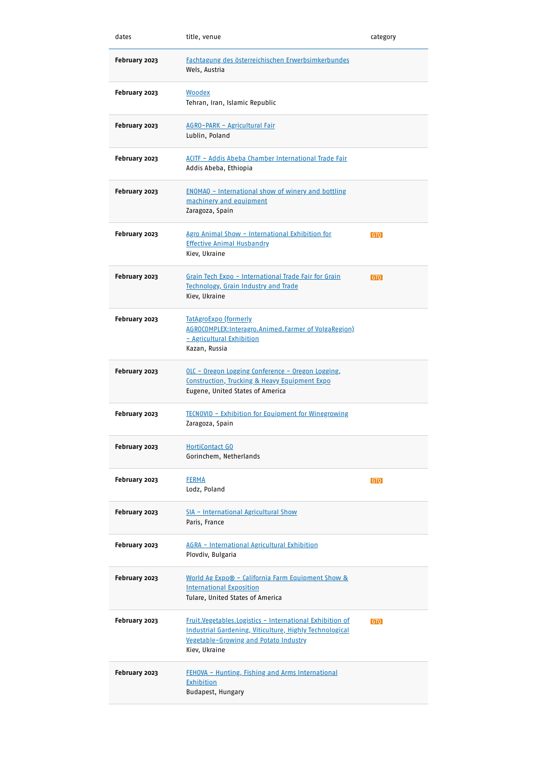| dates | title, venue | category |
|---|---|---|
| **February 2023** | Fachtagung des österreichischen Erwerbsimkerbundes<br>Wels, Austria | |
| **February 2023** | Woodex<br>Tehran, Iran, Islamic Republic | |
| **February 2023** | AGRO-PARK - Agricultural Fair<br>Lublin, Poland | |
| **February 2023** | ACITF - Addis Abeba Chamber International Trade Fair<br>Addis Abeba, Ethiopia | |
| **February 2023** | ENOMAQ - International show of winery and bottling machinery and equipment<br>Zaragoza, Spain | |
| **February 2023** | Agro Animal Show - International Exhibition for Effective Animal Husbandry<br>Kiev, Ukraine | GTQ |
| **February 2023** | Grain Tech Expo - International Trade Fair for Grain Technology, Grain Industry and Trade<br>Kiev, Ukraine | GTQ |
| **February 2023** | TatAgroExpo (formerly AGROCOMPLEX:Interagro.Animed.Farmer of VolgaRegion) - Agricultural Exhibition<br>Kazan, Russia | |
| **February 2023** | OLC - Oregon Logging Conference - Oregon Logging, Construction, Trucking & Heavy Equipment Expo<br>Eugene, United States of America | |
| **February 2023** | TECNOVID - Exhibition for Equipment for Winegrowing<br>Zaragoza, Spain | |
| **February 2023** | HortiContact GO<br>Gorinchem, Netherlands | |
| **February 2023** | FERMA<br>Lodz, Poland | GTQ |
| **February 2023** | SIA - International Agricultural Show<br>Paris, France | |
| **February 2023** | AGRA - International Agricultural Exhibition<br>Plovdiv, Bulgaria | |
| **February 2023** | World Ag Expo® - California Farm Equipment Show & International Exposition<br>Tulare, United States of America | |
| **February 2023** | Fruit.Vegetables.Logistics - International Exhibition of Industrial Gardening, Viticulture, Highly Technological Vegetable-Growing and Potato Industry<br>Kiev, Ukraine | GTQ |
| **February 2023** | FEHOVA - Hunting, Fishing and Arms International Exhibition<br>Budapest, Hungary | |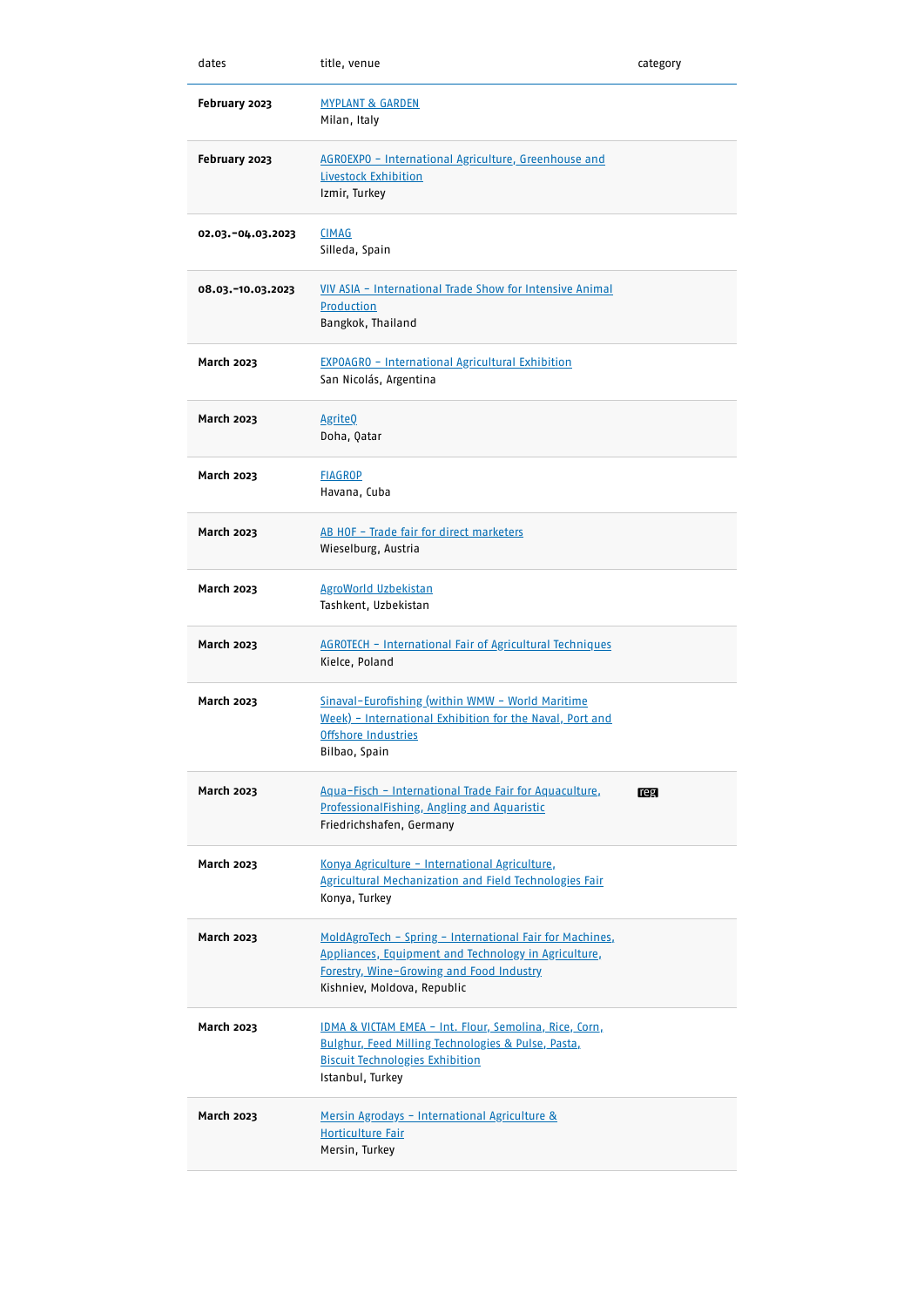| dates | title, venue | category |
|---|---|---|
| **February 2023** | MYPLANT & GARDEN<br>Milan, Italy | |
| **February 2023** | AGROEXPO – International Agriculture, Greenhouse and Livestock Exhibition<br>Izmir, Turkey | |
| **02.03.–04.03.2023** | CIMAG<br>Silleda, Spain | |
| **08.03.–10.03.2023** | VIV ASIA – International Trade Show for Intensive Animal Production<br>Bangkok, Thailand | |
| **March 2023** | EXPOAGRO – International Agricultural Exhibition<br>San Nicolás, Argentina | |
| **March 2023** | AgriteQ<br>Doha, Qatar | |
| **March 2023** | FIAGROP<br>Havana, Cuba | |
| **March 2023** | AB HOF – Trade fair for direct marketers<br>Wieselburg, Austria | |
| **March 2023** | AgroWorld Uzbekistan<br>Tashkent, Uzbekistan | |
| **March 2023** | AGROTECH – International Fair of Agricultural Techniques<br>Kielce, Poland | |
| **March 2023** | Sinaval-Eurofishing (within WMW – World Maritime Week) – International Exhibition for the Naval, Port and Offshore Industries<br>Bilbao, Spain | |
| **March 2023** | Aqua-Fisch – International Trade Fair for Aquaculture, ProfessionalFishing, Angling and Aquaristic<br>Friedrichshafen, Germany | reg |
| **March 2023** | Konya Agriculture – International Agriculture, Agricultural Mechanization and Field Technologies Fair<br>Konya, Turkey | |
| **March 2023** | MoldAgroTech – Spring – International Fair for Machines, Appliances, Equipment and Technology in Agriculture, Forestry, Wine-Growing and Food Industry<br>Kishniev, Moldova, Republic | |
| **March 2023** | IDMA & VICTAM EMEA – Int. Flour, Semolina, Rice, Corn, Bulghur, Feed Milling Technologies & Pulse, Pasta, Biscuit Technologies Exhibition<br>Istanbul, Turkey | |
| **March 2023** | Mersin Agrodays – International Agriculture & Horticulture Fair<br>Mersin, Turkey | |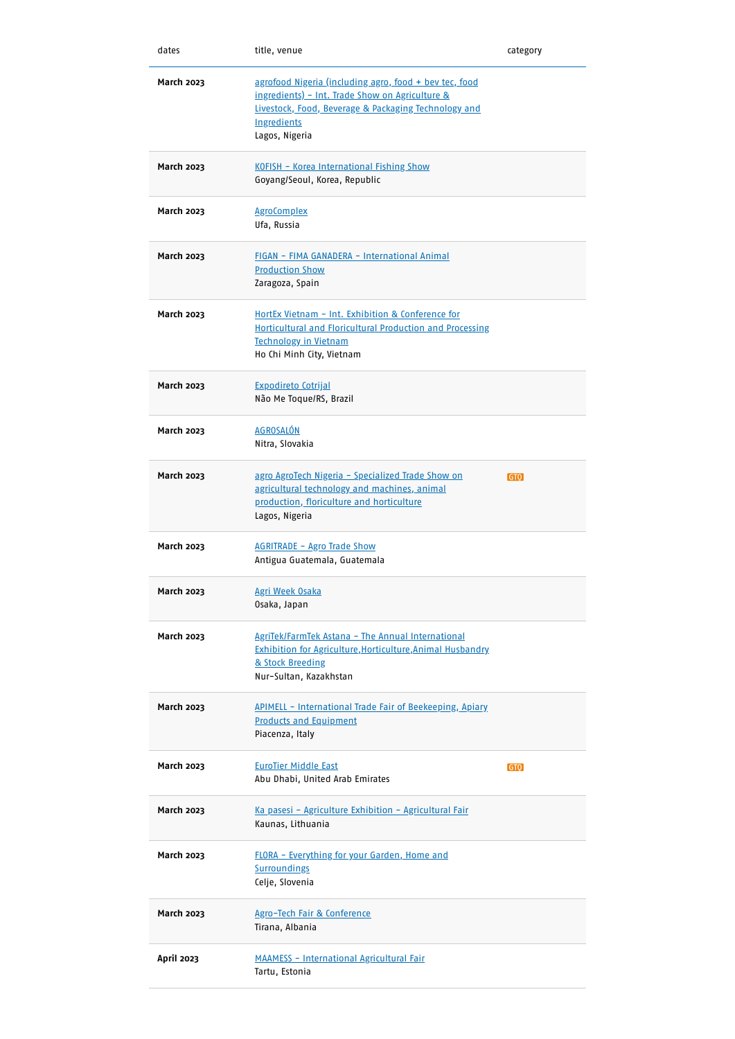| dates | title, venue | category |
|---|---|---|
| **March 2023** | agrofood Nigeria (including agro, food + bev tec, food ingredients) – Int. Trade Show on Agriculture & Livestock, Food, Beverage & Packaging Technology and Ingredients<br>Lagos, Nigeria | |
| **March 2023** | KOFISH – Korea International Fishing Show<br>Goyang/Seoul, Korea, Republic | |
| **March 2023** | AgroComplex<br>Ufa, Russia | |
| **March 2023** | FIGAN – FIMA GANADERA – International Animal Production Show<br>Zaragoza, Spain | |
| **March 2023** | HortEx Vietnam – Int. Exhibition & Conference for Horticultural and Floricultural Production and Processing Technology in Vietnam<br>Ho Chi Minh City, Vietnam | |
| **March 2023** | Expodireto Cotrijal<br>Não Me Toque/RS, Brazil | |
| **March 2023** | AGROSALÓN<br>Nitra, Slovakia | |
| **March 2023** | agro AgroTech Nigeria – Specialized Trade Show on agricultural technology and machines, animal production, floriculture and horticulture<br>Lagos, Nigeria | GTQ |
| **March 2023** | AGRITRADE – Agro Trade Show<br>Antigua Guatemala, Guatemala | |
| **March 2023** | Agri Week Osaka<br>Osaka, Japan | |
| **March 2023** | AgriTek/FarmTek Astana – The Annual International Exhibition for Agriculture,Horticulture,Animal Husbandry & Stock Breeding<br>Nur-Sultan, Kazakhstan | |
| **March 2023** | APIMELL – International Trade Fair of Beekeeping, Apiary Products and Equipment<br>Piacenza, Italy | |
| **March 2023** | EuroTier Middle East<br>Abu Dhabi, United Arab Emirates | GTQ |
| **March 2023** | Ka pasesi – Agriculture Exhibition – Agricultural Fair<br>Kaunas, Lithuania | |
| **March 2023** | FLORA – Everything for your Garden, Home and Surroundings<br>Celje, Slovenia | |
| **March 2023** | Agro-Tech Fair & Conference<br>Tirana, Albania | |
| **April 2023** | MAAMESS – International Agricultural Fair<br>Tartu, Estonia | |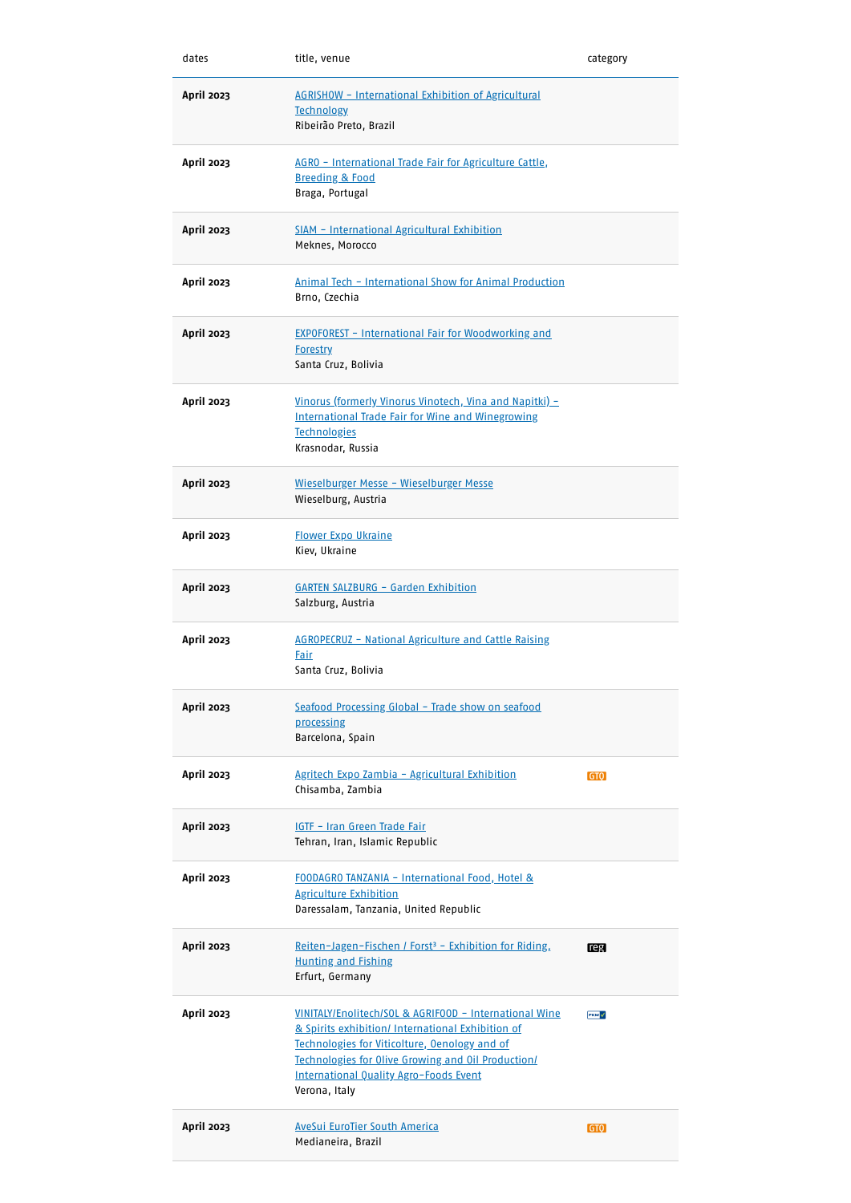| dates | title, venue | category |
|---|---|---|
| **April 2023** | AGRISHOW – International Exhibition of Agricultural Technology<br>Ribeirão Preto, Brazil | |
| **April 2023** | AGRO – International Trade Fair for Agriculture Cattle, Breeding & Food<br>Braga, Portugal | |
| **April 2023** | SIAM – International Agricultural Exhibition<br>Meknes, Morocco | |
| **April 2023** | Animal Tech – International Show for Animal Production<br>Brno, Czechia | |
| **April 2023** | EXPOFOREST – International Fair for Woodworking and Forestry<br>Santa Cruz, Bolivia | |
| **April 2023** | Vinorus (formerly Vinorus Vinotech, Vina and Napitki) – International Trade Fair for Wine and Winegrowing Technologies<br>Krasnodar, Russia | |
| **April 2023** | Wieselburger Messe – Wieselburger Messe<br>Wieselburg, Austria | |
| **April 2023** | Flower Expo Ukraine<br>Kiev, Ukraine | |
| **April 2023** | GARTEN SALZBURG – Garden Exhibition<br>Salzburg, Austria | |
| **April 2023** | AGROPECRUZ – National Agriculture and Cattle Raising Fair<br>Santa Cruz, Bolivia | |
| **April 2023** | Seafood Processing Global – Trade show on seafood processing<br>Barcelona, Spain | |
| **April 2023** | Agritech Expo Zambia – Agricultural Exhibition<br>Chisamba, Zambia | GTQ |
| **April 2023** | IGTF – Iran Green Trade Fair<br>Tehran, Iran, Islamic Republic | |
| **April 2023** | FOODAGRO TANZANIA – International Food, Hotel & Agriculture Exhibition<br>Daressalam, Tanzania, United Republic | |
| **April 2023** | Reiten-Jagen-Fischen / Forst³ – Exhibition for Riding, Hunting and Fishing<br>Erfurt, Germany | reg |
| **April 2023** | VINITALY/Enolitech/SOL & AGRIFOOD – International Wine & Spirits exhibition/ International Exhibition of Technologies for Viticolture, Oenology and of Technologies for Olive Growing and Oil Production/ International Quality Agro-Foods Event<br>Verona, Italy | FKM |
| **April 2023** | AveSui EuroTier South America<br>Medianeira, Brazil | GTQ |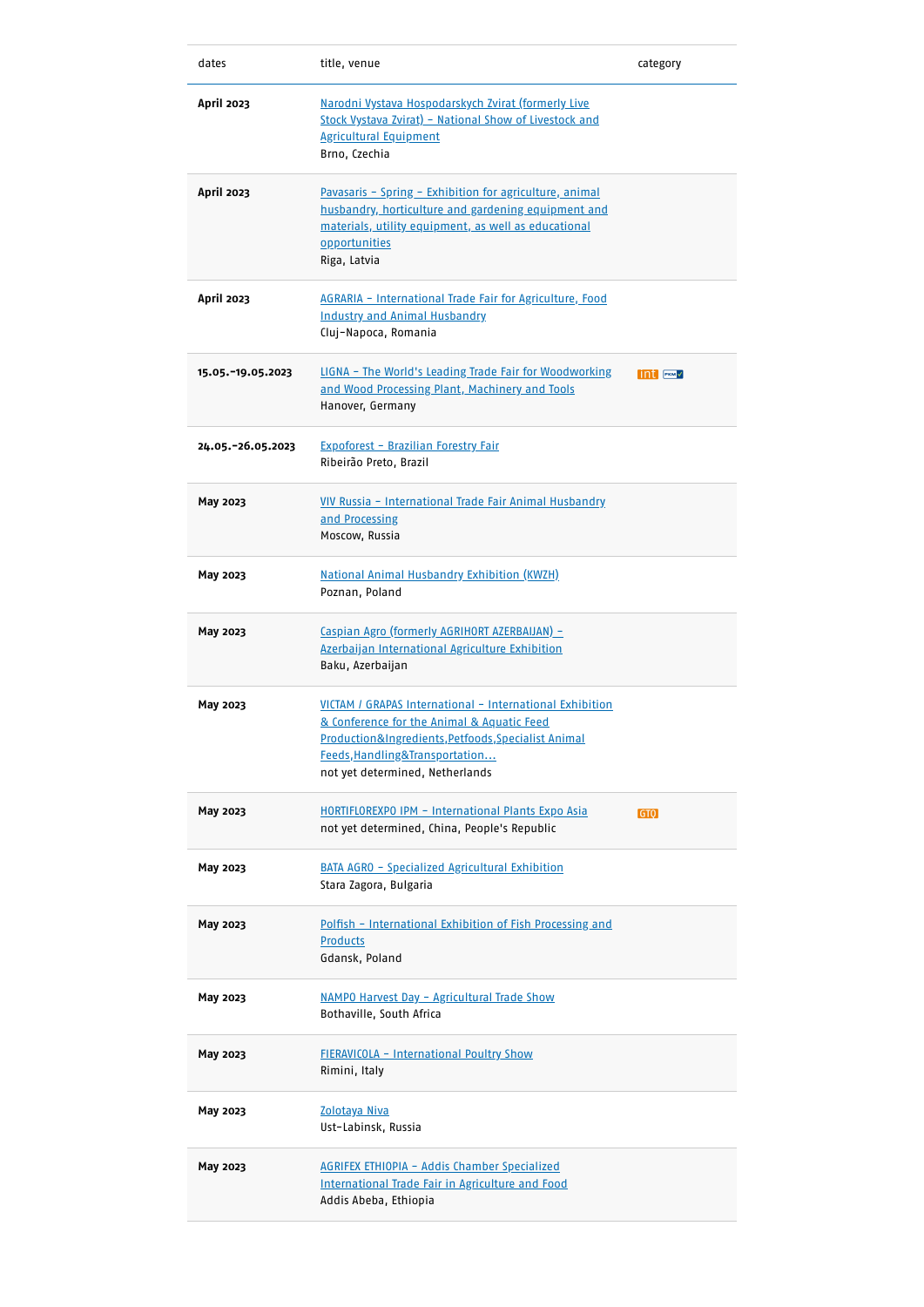| dates | title, venue | category |
|---|---|---|
| **April 2023** | Narodni Vystava Hospodarskych Zvirat (formerly Live Stock Vystava Zvirat) – National Show of Livestock and Agricultural Equipment<br>Brno, Czechia | |
| **April 2023** | Pavasaris – Spring – Exhibition for agriculture, animal husbandry, horticulture and gardening equipment and materials, utility equipment, as well as educational opportunities<br>Riga, Latvia | |
| **April 2023** | AGRARIA – International Trade Fair for Agriculture, Food Industry and Animal Husbandry<br>Cluj-Napoca, Romania | |
| **15.05.-19.05.2023** | LIGNA – The World's Leading Trade Fair for Woodworking and Wood Processing Plant, Machinery and Tools<br>Hanover, Germany | Int |
| **24.05.-26.05.2023** | Expoforest – Brazilian Forestry Fair<br>Ribeirão Preto, Brazil | |
| **May 2023** | VIV Russia – International Trade Fair Animal Husbandry and Processing<br>Moscow, Russia | |
| **May 2023** | National Animal Husbandry Exhibition (KWZH)<br>Poznan, Poland | |
| **May 2023** | Caspian Agro (formerly AGRIHORT AZERBAIJAN) – Azerbaijan International Agriculture Exhibition<br>Baku, Azerbaijan | |
| **May 2023** | VICTAM / GRAPAS International – International Exhibition & Conference for the Animal & Aquatic Feed Production&Ingredients,Petfoods,Specialist Animal Feeds,Handling&Transportation...<br>not yet determined, Netherlands | |
| **May 2023** | HORTIFLOREXPO IPM – International Plants Expo Asia<br>not yet determined, China, People's Republic | GTQ |
| **May 2023** | BATA AGRO – Specialized Agricultural Exhibition<br>Stara Zagora, Bulgaria | |
| **May 2023** | Polfish – International Exhibition of Fish Processing and Products<br>Gdansk, Poland | |
| **May 2023** | NAMPO Harvest Day – Agricultural Trade Show<br>Bothaville, South Africa | |
| **May 2023** | FIERAVICOLA – International Poultry Show<br>Rimini, Italy | |
| **May 2023** | Zolotaya Niva<br>Ust-Labinsk, Russia | |
| **May 2023** | AGRIFEX ETHIOPIA – Addis Chamber Specialized International Trade Fair in Agriculture and Food<br>Addis Abeba, Ethiopia | |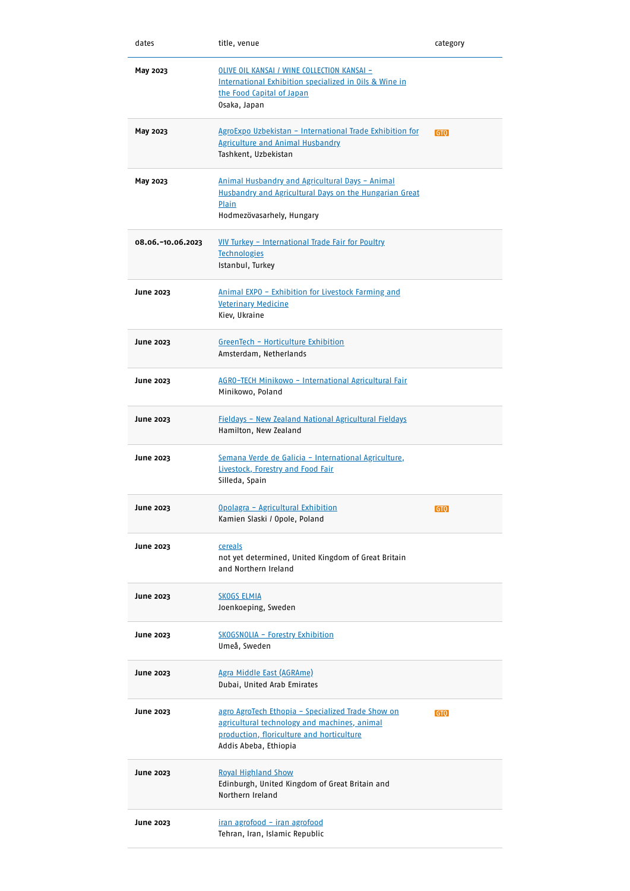| dates | title, venue | category |
|---|---|---|
| **May 2023** | OLIVE OIL KANSAI / WINE COLLECTION KANSAI – International Exhibition specialized in Oils & Wine in the Food Capital of Japan<br>Osaka, Japan | |
| **May 2023** | AgroExpo Uzbekistan – International Trade Exhibition for Agriculture and Animal Husbandry<br>Tashkent, Uzbekistan | GTQ |
| **May 2023** | Animal Husbandry and Agricultural Days – Animal Husbandry and Agricultural Days on the Hungarian Great Plain<br>Hodmezövasarhely, Hungary | |
| **08.06.–10.06.2023** | VIV Turkey – International Trade Fair for Poultry Technologies<br>Istanbul, Turkey | |
| **June 2023** | Animal EXPO – Exhibition for Livestock Farming and Veterinary Medicine<br>Kiev, Ukraine | |
| **June 2023** | GreenTech – Horticulture Exhibition<br>Amsterdam, Netherlands | |
| **June 2023** | AGRO-TECH Minikowo – International Agricultural Fair<br>Minikowo, Poland | |
| **June 2023** | Fieldays – New Zealand National Agricultural Fieldays<br>Hamilton, New Zealand | |
| **June 2023** | Semana Verde de Galicia – International Agriculture, Livestock, Forestry and Food Fair<br>Silleda, Spain | |
| **June 2023** | Opolagra – Agricultural Exhibition<br>Kamien Slaski / Opole, Poland | GTQ |
| **June 2023** | cereals<br>not yet determined, United Kingdom of Great Britain and Northern Ireland | |
| **June 2023** | SKOGS ELMIA<br>Joenkoeping, Sweden | |
| **June 2023** | SKOGSNOLIA – Forestry Exhibition<br>Umeå, Sweden | |
| **June 2023** | Agra Middle East (AGRAme)<br>Dubai, United Arab Emirates | |
| **June 2023** | agro AgroTech Ethopia – Specialized Trade Show on agricultural technology and machines, animal production, floriculture and horticulture<br>Addis Abeba, Ethiopia | GTQ |
| **June 2023** | Royal Highland Show<br>Edinburgh, United Kingdom of Great Britain and Northern Ireland | |
| **June 2023** | iran agrofood – iran agrofood<br>Tehran, Iran, Islamic Republic | |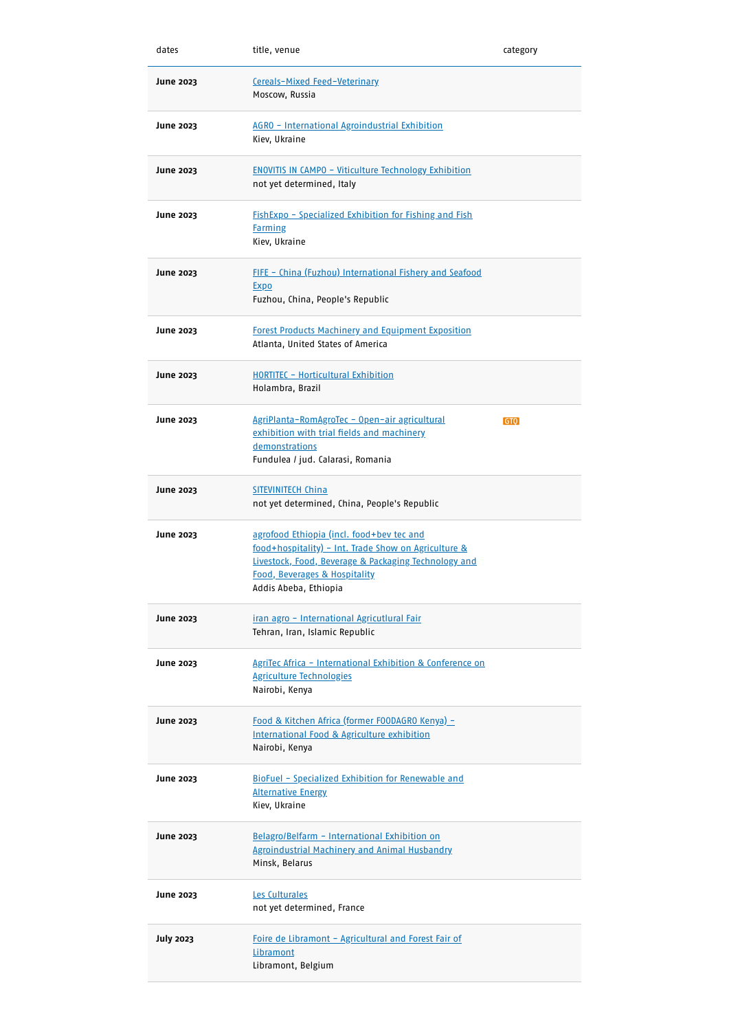| dates | title, venue | category |
|---|---|---|
| **June 2023** | Cereals-Mixed Feed-Veterinary<br>Moscow, Russia | |
| **June 2023** | AGRO - International Agroindustrial Exhibition<br>Kiev, Ukraine | |
| **June 2023** | ENOVITIS IN CAMPO - Viticulture Technology Exhibition<br>not yet determined, Italy | |
| **June 2023** | FishExpo - Specialized Exhibition for Fishing and Fish Farming<br>Kiev, Ukraine | |
| **June 2023** | FIFE - China (Fuzhou) International Fishery and Seafood Expo<br>Fuzhou, China, People's Republic | |
| **June 2023** | Forest Products Machinery and Equipment Exposition<br>Atlanta, United States of America | |
| **June 2023** | HORTITEC - Horticultural Exhibition<br>Holambra, Brazil | |
| **June 2023** | AgriPlanta-RomAgroTec - Open-air agricultural exhibition with trial fields and machinery demonstrations<br>Fundulea / jud. Calarasi, Romania | GTQ |
| **June 2023** | SITEVINITECH China<br>not yet determined, China, People's Republic | |
| **June 2023** | agrofood Ethiopia (incl. food+bev tec and food+hospitality) - Int. Trade Show on Agriculture & Livestock, Food, Beverage & Packaging Technology and Food, Beverages & Hospitality<br>Addis Abeba, Ethiopia | |
| **June 2023** | iran agro - International Agricutlural Fair<br>Tehran, Iran, Islamic Republic | |
| **June 2023** | AgriTec Africa - International Exhibition & Conference on Agriculture Technologies<br>Nairobi, Kenya | |
| **June 2023** | Food & Kitchen Africa (former FOODAGRO Kenya) - International Food & Agriculture exhibition<br>Nairobi, Kenya | |
| **June 2023** | BioFuel - Specialized Exhibition for Renewable and Alternative Energy<br>Kiev, Ukraine | |
| **June 2023** | Belagro/Belfarm - International Exhibition on Agroindustrial Machinery and Animal Husbandry<br>Minsk, Belarus | |
| **June 2023** | Les Culturales<br>not yet determined, France | |
| **July 2023** | Foire de Libramont - Agricultural and Forest Fair of Libramont<br>Libramont, Belgium | |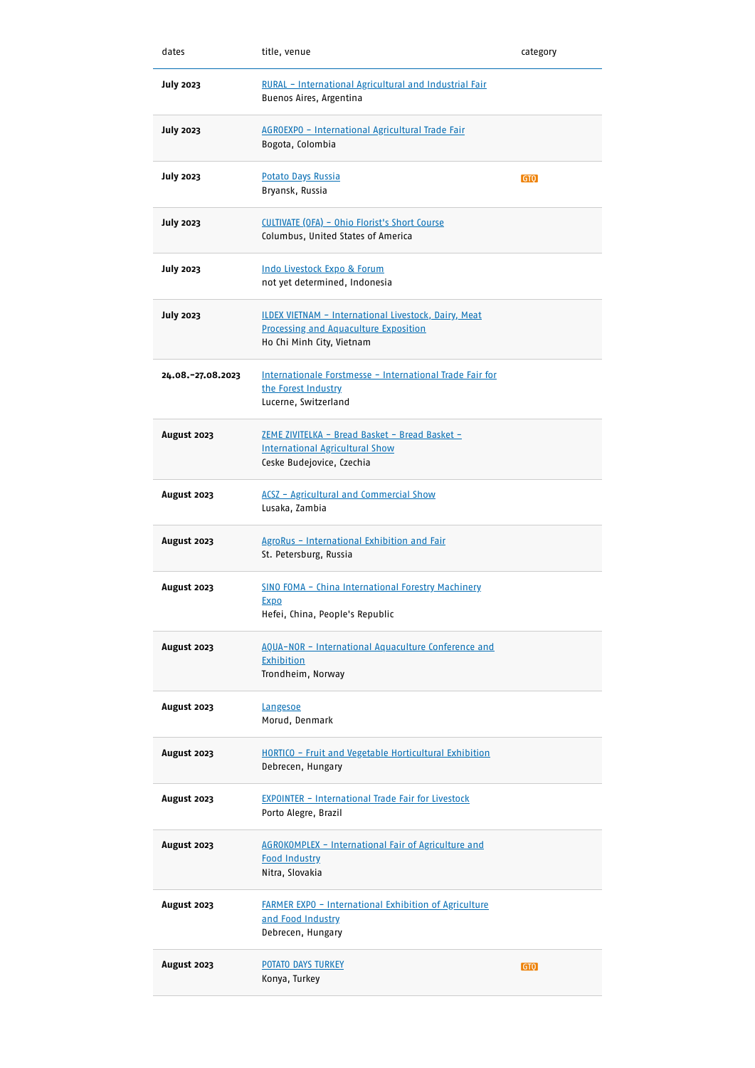| dates | title, venue | category |
|---|---|---|
| **July 2023** | RURAL – International Agricultural and Industrial Fair<br>Buenos Aires, Argentina | |
| **July 2023** | AGROEXPO – International Agricultural Trade Fair<br>Bogota, Colombia | |
| **July 2023** | Potato Days Russia<br>Bryansk, Russia | GTQ |
| **July 2023** | CULTIVATE (OFA) – Ohio Florist's Short Course<br>Columbus, United States of America | |
| **July 2023** | Indo Livestock Expo & Forum<br>not yet determined, Indonesia | |
| **July 2023** | ILDEX VIETNAM – International Livestock, Dairy, Meat Processing and Aquaculture Exposition<br>Ho Chi Minh City, Vietnam | |
| **24.08.-27.08.2023** | Internationale Forstmesse – International Trade Fair for the Forest Industry<br>Lucerne, Switzerland | |
| **August 2023** | ZEME ZIVITELKA – Bread Basket – Bread Basket – International Agricultural Show<br>Ceske Budejovice, Czechia | |
| **August 2023** | ACSZ – Agricultural and Commercial Show<br>Lusaka, Zambia | |
| **August 2023** | AgroRus – International Exhibition and Fair<br>St. Petersburg, Russia | |
| **August 2023** | SINO FOMA – China International Forestry Machinery Expo<br>Hefei, China, People's Republic | |
| **August 2023** | AQUA-NOR – International Aquaculture Conference and Exhibition<br>Trondheim, Norway | |
| **August 2023** | Langesoe<br>Morud, Denmark | |
| **August 2023** | HORTICO – Fruit and Vegetable Horticultural Exhibition<br>Debrecen, Hungary | |
| **August 2023** | EXPOINTER – International Trade Fair for Livestock<br>Porto Alegre, Brazil | |
| **August 2023** | AGROKOMPLEX – International Fair of Agriculture and Food Industry<br>Nitra, Slovakia | |
| **August 2023** | FARMER EXPO – International Exhibition of Agriculture and Food Industry<br>Debrecen, Hungary | |
| **August 2023** | POTATO DAYS TURKEY<br>Konya, Turkey | GTQ |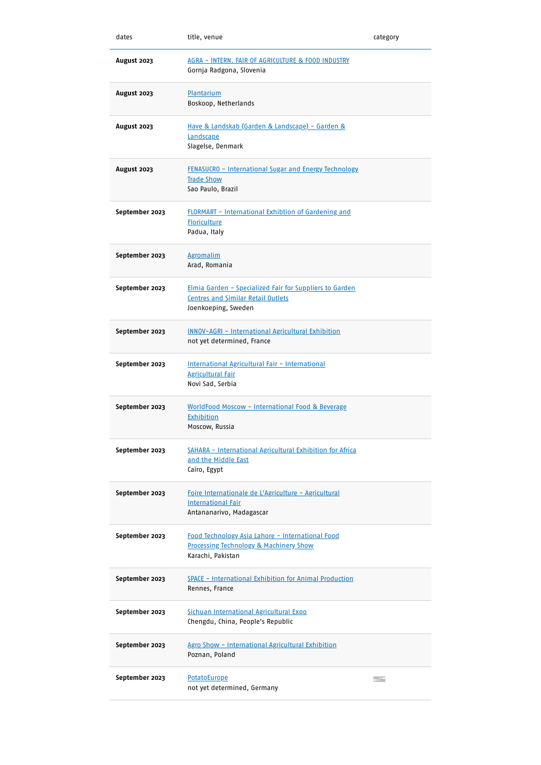| dates | title, venue | category |
| --- | --- | --- |
| **August 2023** | AGRA – INTERN. FAIR OF AGRICULTURE & FOOD INDUSTRY<br>Gornja Radgona, Slovenia | |
| **August 2023** | Plantarium<br>Boskoop, Netherlands | |
| **August 2023** | Have & Landskab (Garden & Landscape) – Garden & Landscape<br>Slagelse, Denmark | |
| **August 2023** | FENASUCRO – International Sugar and Energy Technology Trade Show<br>Sao Paulo, Brazil | |
| **September 2023** | FLORMART – International Exhibtion of Gardening and Floriculture<br>Padua, Italy | |
| **September 2023** | Agromalim<br>Arad, Romania | |
| **September 2023** | Elmia Garden – Specialized Fair for Suppliers to Garden Centres and Similar Retail Outlets<br>Joenkoeping, Sweden | |
| **September 2023** | INNOV-AGRI – International Agricultural Exhibition<br>not yet determined, France | |
| **September 2023** | International Agricultural Fair – International Agricultural Fair<br>Novi Sad, Serbia | |
| **September 2023** | WorldFood Moscow – International Food & Beverage Exhibition<br>Moscow, Russia | |
| **September 2023** | SAHARA – International Agricultural Exhibition for Africa and the Middle East<br>Cairo, Egypt | |
| **September 2023** | Foire Internationale de L'Agriculture – Agricultural International Fair<br>Antananarivo, Madagascar | |
| **September 2023** | Food Technology Asia Lahore – International Food Processing Technology & Machinery Show<br>Karachi, Pakistan | |
| **September 2023** | SPACE – International Exhibition for Animal Production<br>Rennes, France | |
| **September 2023** | Sichuan International Agricultural Expo<br>Chengdu, China, People's Republic | |
| **September 2023** | Agro Show – International Agricultural Exhibition<br>Poznan, Poland | |
| **September 2023** | PotatoEurope<br>not yet determined, Germany | |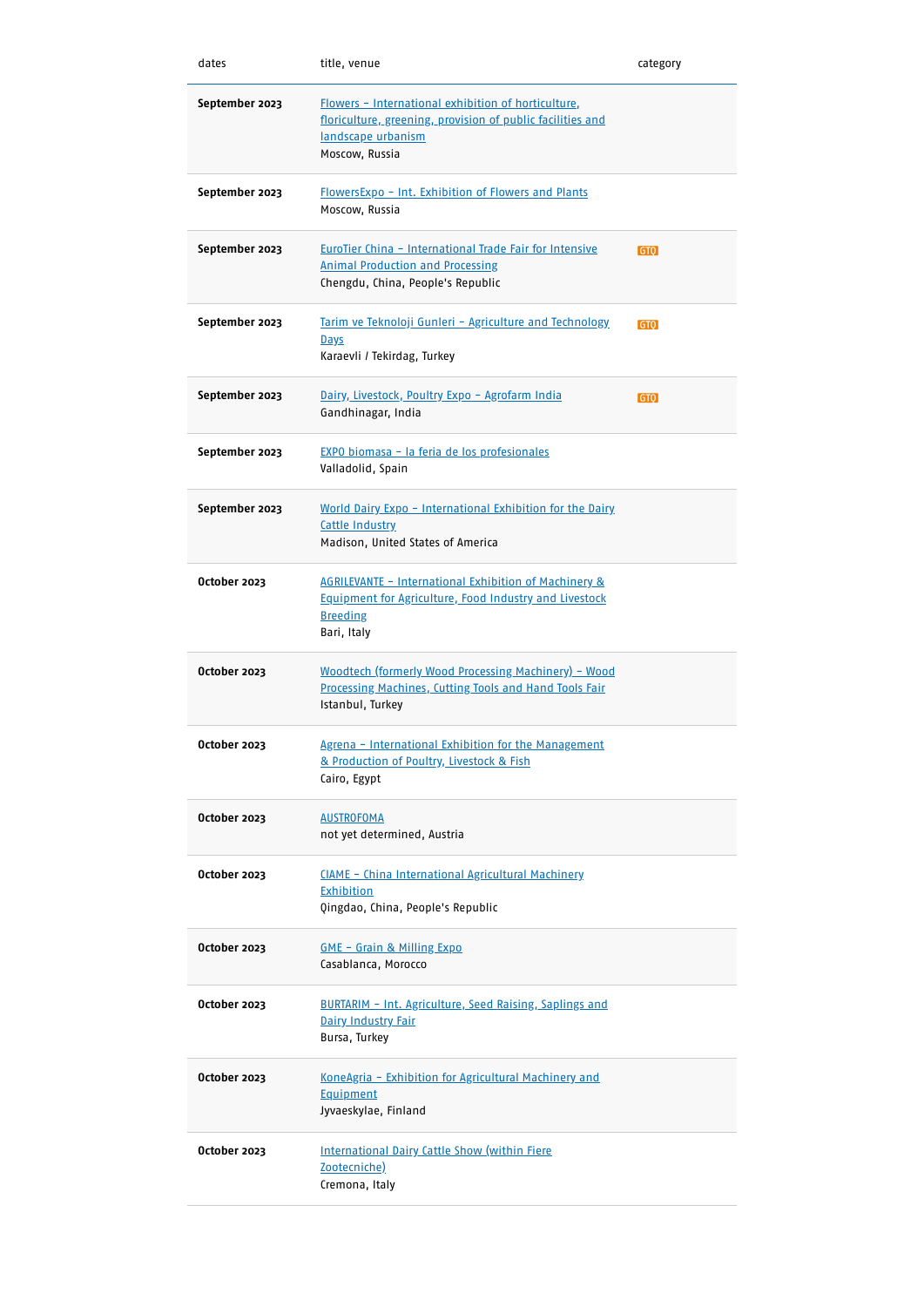| dates | title, venue | category |
|---|---|---|
| **September 2023** | Flowers – International exhibition of horticulture, floriculture, greening, provision of public facilities and landscape urbanism<br>Moscow, Russia | |
| **September 2023** | FlowersExpo – Int. Exhibition of Flowers and Plants<br>Moscow, Russia | |
| **September 2023** | EuroTier China – International Trade Fair for Intensive Animal Production and Processing<br>Chengdu, China, People's Republic | GTQ |
| **September 2023** | Tarim ve Teknoloji Gunleri – Agriculture and Technology Days<br>Karaevli / Tekirdag, Turkey | GTQ |
| **September 2023** | Dairy, Livestock, Poultry Expo – Agrofarm India<br>Gandhinagar, India | GTQ |
| **September 2023** | EXPO biomasa – la feria de los profesionales<br>Valladolid, Spain | |
| **September 2023** | World Dairy Expo – International Exhibition for the Dairy Cattle Industry<br>Madison, United States of America | |
| **October 2023** | AGRILEVANTE – International Exhibition of Machinery & Equipment for Agriculture, Food Industry and Livestock Breeding<br>Bari, Italy | |
| **October 2023** | Woodtech (formerly Wood Processing Machinery) – Wood Processing Machines, Cutting Tools and Hand Tools Fair<br>Istanbul, Turkey | |
| **October 2023** | Agrena – International Exhibition for the Management & Production of Poultry, Livestock & Fish<br>Cairo, Egypt | |
| **October 2023** | AUSTROFOMA<br>not yet determined, Austria | |
| **October 2023** | CIAME – China International Agricultural Machinery Exhibition<br>Qingdao, China, People's Republic | |
| **October 2023** | GME – Grain & Milling Expo<br>Casablanca, Morocco | |
| **October 2023** | BURTARIM – Int. Agriculture, Seed Raising, Saplings and Dairy Industry Fair<br>Bursa, Turkey | |
| **October 2023** | KoneAgria – Exhibition for Agricultural Machinery and Equipment<br>Jyvaeskylae, Finland | |
| **October 2023** | International Dairy Cattle Show (within Fiere Zootecniche)<br>Cremona, Italy | |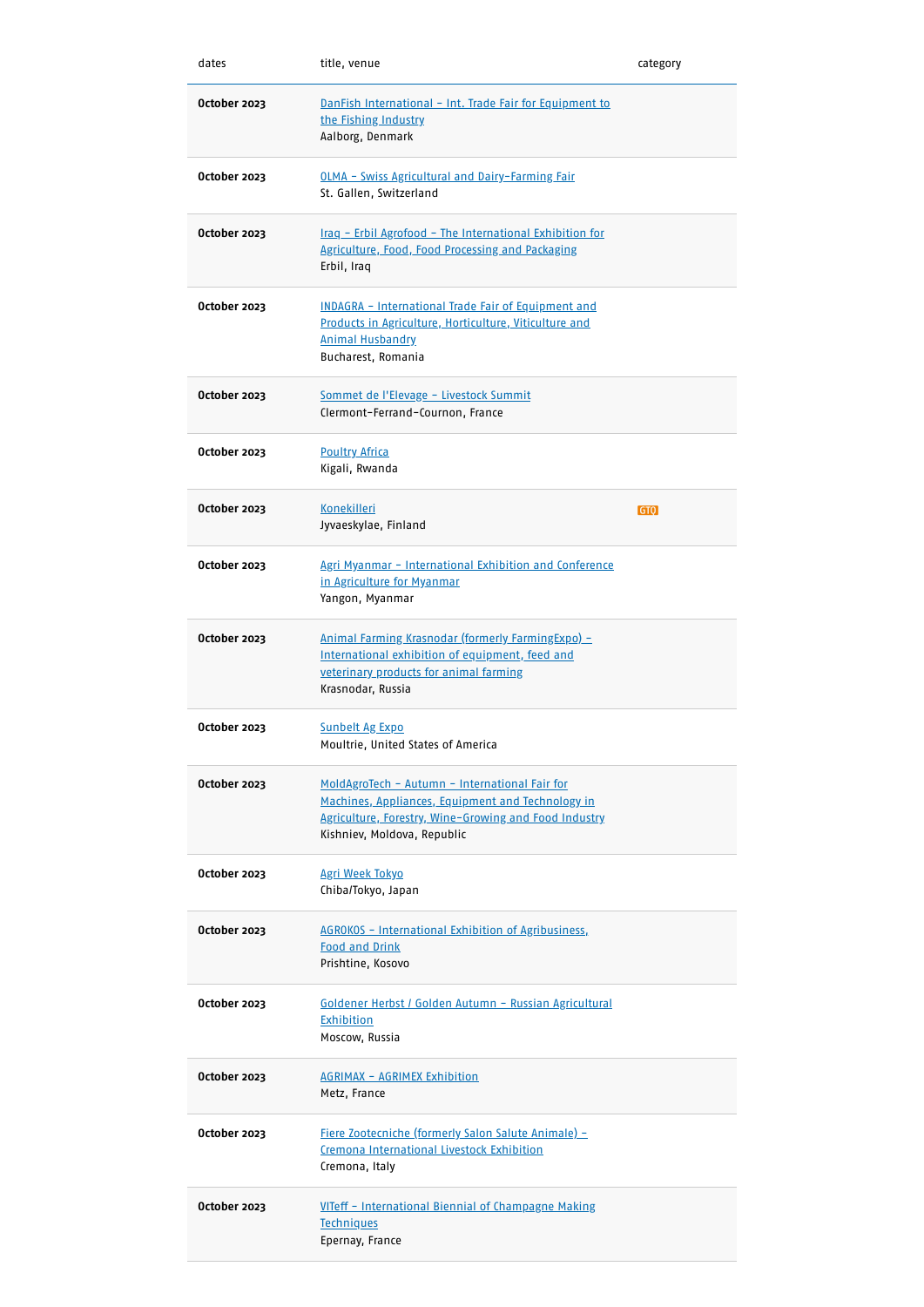| dates | title, venue | category |
|---|---|---|
| **October 2023** | DanFish International – Int. Trade Fair for Equipment to the Fishing Industry<br>Aalborg, Denmark | |
| **October 2023** | OLMA – Swiss Agricultural and Dairy-Farming Fair<br>St. Gallen, Switzerland | |
| **October 2023** | Iraq – Erbil Agrofood – The International Exhibition for Agriculture, Food, Food Processing and Packaging<br>Erbil, Iraq | |
| **October 2023** | INDAGRA – International Trade Fair of Equipment and Products in Agriculture, Horticulture, Viticulture and Animal Husbandry<br>Bucharest, Romania | |
| **October 2023** | Sommet de l'Elevage – Livestock Summit<br>Clermont-Ferrand-Cournon, France | |
| **October 2023** | Poultry Africa<br>Kigali, Rwanda | |
| **October 2023** | Konekilleri<br>Jyvaeskylae, Finland | GTQ |
| **October 2023** | Agri Myanmar – International Exhibition and Conference in Agriculture for Myanmar<br>Yangon, Myanmar | |
| **October 2023** | Animal Farming Krasnodar (formerly FarmingExpo) – International exhibition of equipment, feed and veterinary products for animal farming<br>Krasnodar, Russia | |
| **October 2023** | Sunbelt Ag Expo<br>Moultrie, United States of America | |
| **October 2023** | MoldAgroTech – Autumn – International Fair for Machines, Appliances, Equipment and Technology in Agriculture, Forestry, Wine-Growing and Food Industry<br>Kishniev, Moldova, Republic | |
| **October 2023** | Agri Week Tokyo<br>Chiba/Tokyo, Japan | |
| **October 2023** | AGROKOS – International Exhibition of Agribusiness, Food and Drink<br>Prishtine, Kosovo | |
| **October 2023** | Goldener Herbst / Golden Autumn – Russian Agricultural Exhibition<br>Moscow, Russia | |
| **October 2023** | AGRIMAX – AGRIMEX Exhibition<br>Metz, France | |
| **October 2023** | Fiere Zootecniche (formerly Salon Salute Animale) – Cremona International Livestock Exhibition<br>Cremona, Italy | |
| **October 2023** | VITeff – International Biennial of Champagne Making Techniques<br>Epernay, France | |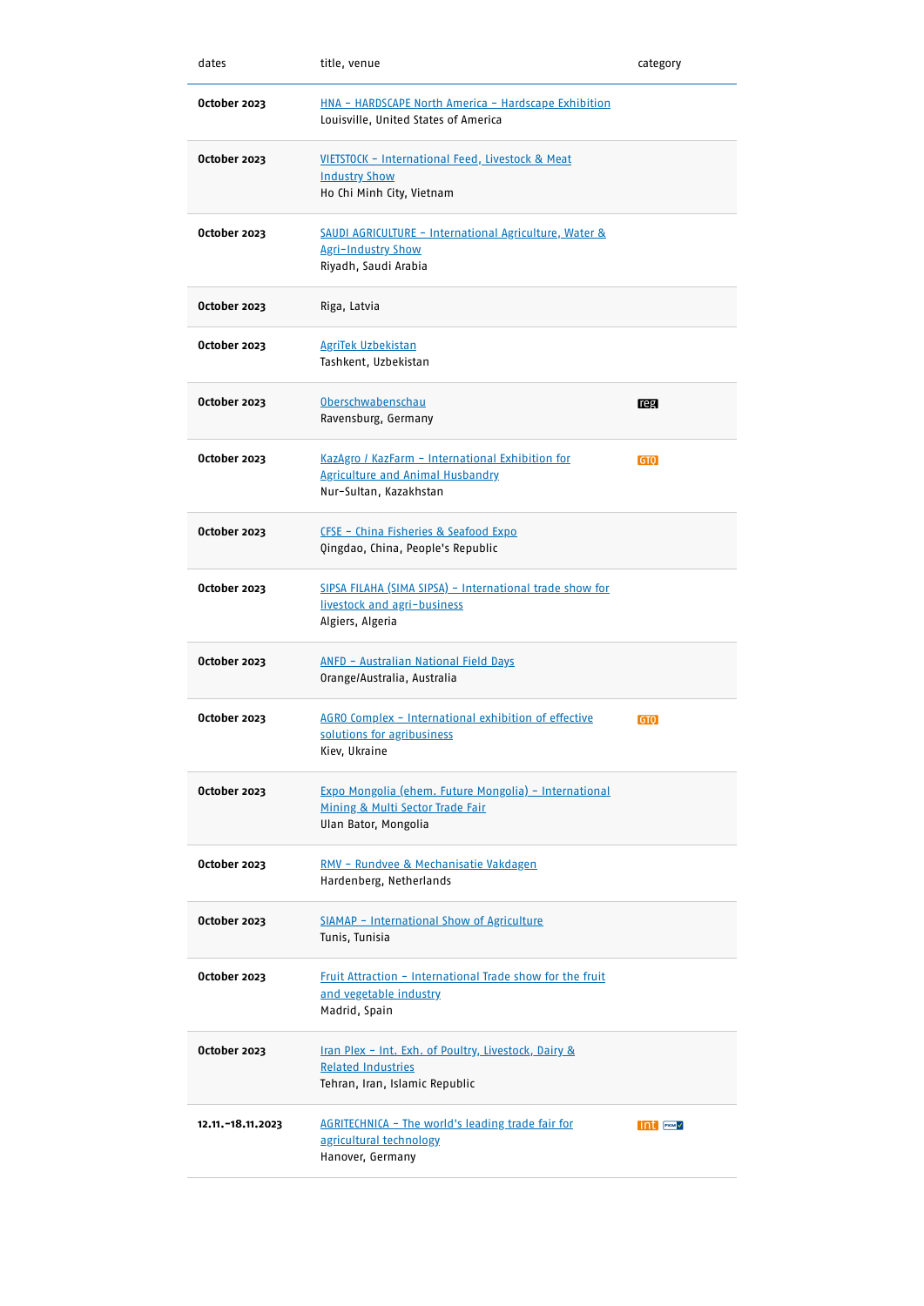| dates | title, venue | category |
|---|---|---|
| **October 2023** | HNA – HARDSCAPE North America – Hardscape Exhibition<br>Louisville, United States of America | |
| **October 2023** | VIETSTOCK – International Feed, Livestock & Meat Industry Show<br>Ho Chi Minh City, Vietnam | |
| **October 2023** | SAUDI AGRICULTURE – International Agriculture, Water & Agri-Industry Show<br>Riyadh, Saudi Arabia | |
| **October 2023** | Riga, Latvia | |
| **October 2023** | AgriTek Uzbekistan<br>Tashkent, Uzbekistan | |
| **October 2023** | Oberschwabenschau<br>Ravensburg, Germany | reg |
| **October 2023** | KazAgro / KazFarm – International Exhibition for Agriculture and Animal Husbandry<br>Nur-Sultan, Kazakhstan | GTQ |
| **October 2023** | CFSE – China Fisheries & Seafood Expo<br>Qingdao, China, People's Republic | |
| **October 2023** | SIPSA FILAHA (SIMA SIPSA) – International trade show for livestock and agri-business<br>Algiers, Algeria | |
| **October 2023** | ANFD – Australian National Field Days<br>Orange/Australia, Australia | |
| **October 2023** | AGRO Complex – International exhibition of effective solutions for agribusiness<br>Kiev, Ukraine | GTQ |
| **October 2023** | Expo Mongolia (ehem. Future Mongolia) – International Mining & Multi Sector Trade Fair<br>Ulan Bator, Mongolia | |
| **October 2023** | RMV – Rundvee & Mechanisatie Vakdagen<br>Hardenberg, Netherlands | |
| **October 2023** | SIAMAP – International Show of Agriculture<br>Tunis, Tunisia | |
| **October 2023** | Fruit Attraction – International Trade show for the fruit and vegetable industry<br>Madrid, Spain | |
| **October 2023** | Iran Plex – Int. Exh. of Poultry, Livestock, Dairy & Related Industries<br>Tehran, Iran, Islamic Republic | |
| **12.11.-18.11.2023** | AGRITECHNICA – The world's leading trade fair for agricultural technology<br>Hanover, Germany | int |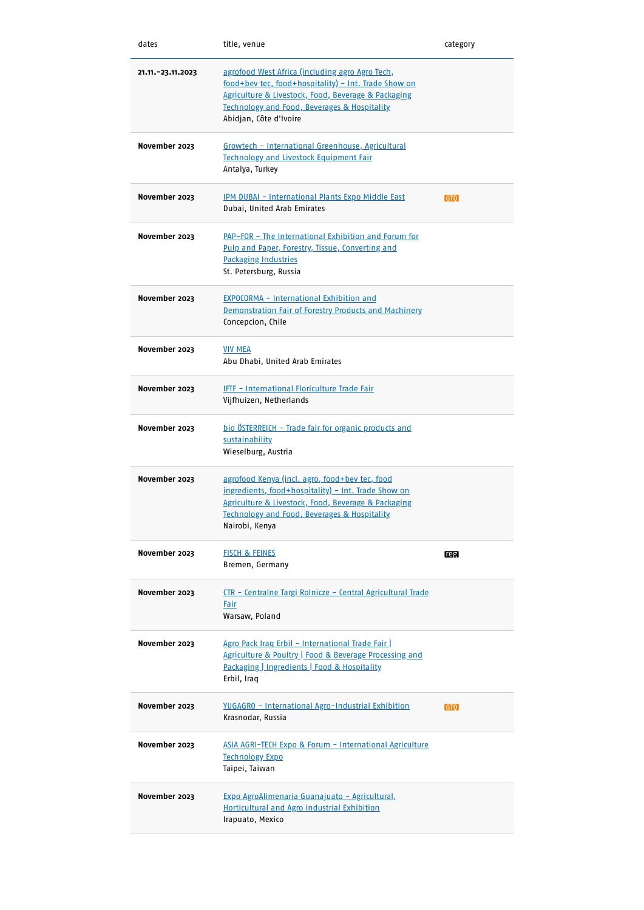| dates | title, venue | category |
|---|---|---|
| **21.11.-23.11.2023** | agrofood West Africa (including agro Agro Tech, food+bev tec, food+hospitality) – Int. Trade Show on Agriculture & Livestock, Food, Beverage & Packaging Technology and Food, Beverages & Hospitality<br>Abidjan, Côte d'Ivoire | |
| **November 2023** | Growtech – International Greenhouse, Agricultural Technology and Livestock Equipment Fair<br>Antalya, Turkey | |
| **November 2023** | IPM DUBAI – International Plants Expo Middle East<br>Dubai, United Arab Emirates | GTQ |
| **November 2023** | PAP-FOR – The International Exhibition and Forum for Pulp and Paper, Forestry, Tissue, Converting and Packaging Industries<br>St. Petersburg, Russia | |
| **November 2023** | EXPOCORMA – International Exhibition and Demonstration Fair of Forestry Products and Machinery<br>Concepcion, Chile | |
| **November 2023** | VIV MEA<br>Abu Dhabi, United Arab Emirates | |
| **November 2023** | IFTF – International Floriculture Trade Fair<br>Vijfhuizen, Netherlands | |
| **November 2023** | bio ÖSTERREICH – Trade fair for organic products and sustainability<br>Wieselburg, Austria | |
| **November 2023** | agrofood Kenya (incl. agro, food+bev tec, food ingredients, food+hospitality) – Int. Trade Show on Agriculture & Livestock, Food, Beverage & Packaging Technology and Food, Beverages & Hospitality<br>Nairobi, Kenya | |
| **November 2023** | FISCH & FEINES<br>Bremen, Germany | reg |
| **November 2023** | CTR – Centralne Targi Rolnicze – Central Agricultural Trade Fair<br>Warsaw, Poland | |
| **November 2023** | Agro Pack Iraq Erbil – International Trade Fair \| Agriculture & Poultry \| Food & Beverage Processing and Packaging \| Ingredients \| Food & Hospitality<br>Erbil, Iraq | |
| **November 2023** | YUGAGRO – International Agro-Industrial Exhibition<br>Krasnodar, Russia | GTQ |
| **November 2023** | ASIA AGRI-TECH Expo & Forum – International Agriculture Technology Expo<br>Taipei, Taiwan | |
| **November 2023** | Expo AgroAlimenaria Guanajuato – Agricultural, Horticultural and Agro industrial Exhibition<br>Irapuato, Mexico | |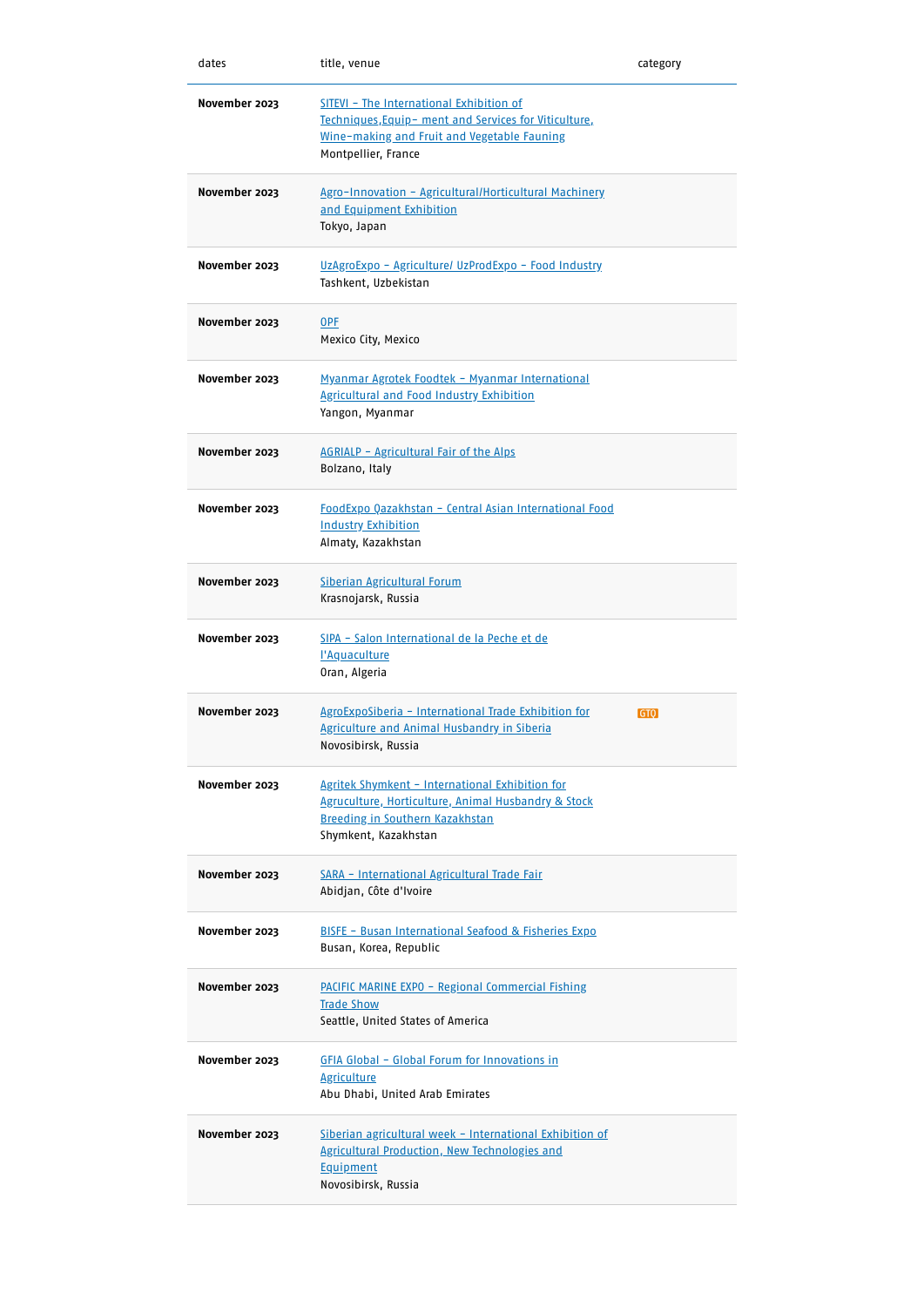| dates | title, venue | category |
|---|---|---|
| **November 2023** | SITEVI – The International Exhibition of Techniques,Equip– ment and Services for Viticulture, Wine-making and Fruit and Vegetable Fauning<br>Montpellier, France | |
| **November 2023** | Agro-Innovation – Agricultural/Horticultural Machinery and Equipment Exhibition<br>Tokyo, Japan | |
| **November 2023** | UzAgroExpo – Agriculture/ UzProdExpo – Food Industry<br>Tashkent, Uzbekistan | |
| **November 2023** | OPF<br>Mexico City, Mexico | |
| **November 2023** | Myanmar Agrotek Foodtek – Myanmar International Agricultural and Food Industry Exhibition<br>Yangon, Myanmar | |
| **November 2023** | AGRIALP – Agricultural Fair of the Alps<br>Bolzano, Italy | |
| **November 2023** | FoodExpo Qazakhstan – Central Asian International Food Industry Exhibition<br>Almaty, Kazakhstan | |
| **November 2023** | Siberian Agricultural Forum<br>Krasnojarsk, Russia | |
| **November 2023** | SIPA – Salon International de la Peche et de l'Aquaculture<br>Oran, Algeria | |
| **November 2023** | AgroExpoSiberia – International Trade Exhibition for Agriculture and Animal Husbandry in Siberia<br>Novosibirsk, Russia | GTQ |
| **November 2023** | Agritek Shymkent – International Exhibition for Agruculture, Horticulture, Animal Husbandry & Stock Breeding in Southern Kazakhstan<br>Shymkent, Kazakhstan | |
| **November 2023** | SARA – International Agricultural Trade Fair<br>Abidjan, Côte d'Ivoire | |
| **November 2023** | BISFE – Busan International Seafood & Fisheries Expo<br>Busan, Korea, Republic | |
| **November 2023** | PACIFIC MARINE EXPO – Regional Commercial Fishing Trade Show<br>Seattle, United States of America | |
| **November 2023** | GFIA Global – Global Forum for Innovations in Agriculture<br>Abu Dhabi, United Arab Emirates | |
| **November 2023** | Siberian agricultural week – International Exhibition of Agricultural Production, New Technologies and Equipment<br>Novosibirsk, Russia | |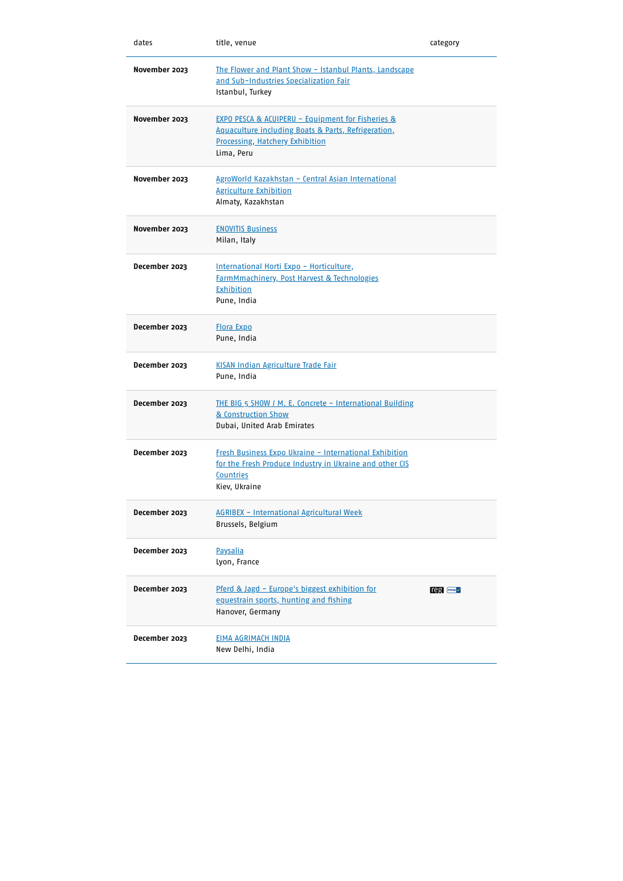| dates | title, venue | category |
|---|---|---|
| **November 2023** | The Flower and Plant Show – Istanbul Plants, Landscape and Sub-Industries Specialization Fair<br>Istanbul, Turkey | |
| **November 2023** | EXPO PESCA & ACUIPERU – Equipment for Fisheries & Aquaculture including Boats & Parts, Refrigeration, Processing, Hatchery Exhibition<br>Lima, Peru | |
| **November 2023** | AgroWorld Kazakhstan – Central Asian International Agriculture Exhibition<br>Almaty, Kazakhstan | |
| **November 2023** | ENOVITIS Business<br>Milan, Italy | |
| **December 2023** | International Horti Expo – Horticulture, FarmMmachinery, Post Harvest & Technologies Exhibition<br>Pune, India | |
| **December 2023** | Flora Expo<br>Pune, India | |
| **December 2023** | KISAN Indian Agriculture Trade Fair<br>Pune, India | |
| **December 2023** | THE BIG 5 SHOW / M. E. Concrete – International Building & Construction Show<br>Dubai, United Arab Emirates | |
| **December 2023** | Fresh Business Expo Ukraine – International Exhibition for the Fresh Produce Industry in Ukraine and other CIS Countries<br>Kiev, Ukraine | |
| **December 2023** | AGRIBEX – International Agricultural Week<br>Brussels, Belgium | |
| **December 2023** | Paysalia<br>Lyon, France | |
| **December 2023** | Pferd & Jagd – Europe's biggest exhibition for equestrain sports, hunting and fishing<br>Hanover, Germany | reg. |
| **December 2023** | EIMA AGRIMACH INDIA<br>New Delhi, India | |